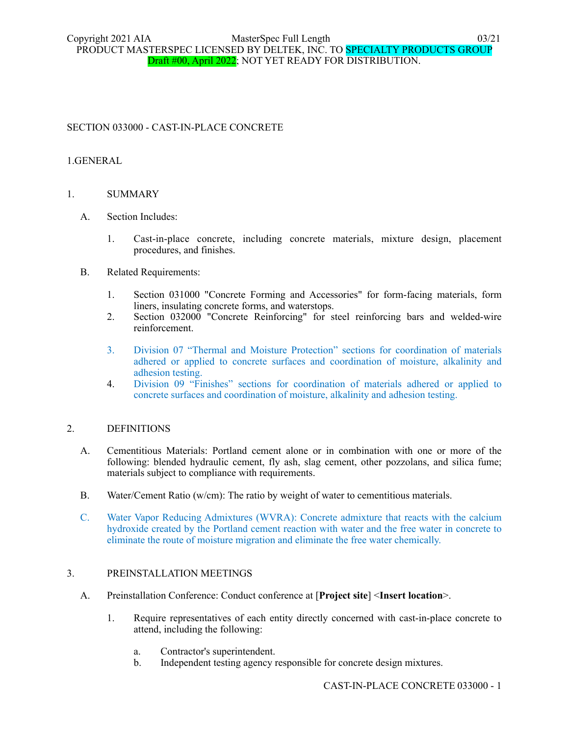SECTION 033000 - CAST-IN-PLACE CONCRETE

# 1.GENERAL

## 1. SUMMARY

A. Section Includes:

1. Cast-in-place concrete, including concrete materials, mixture design, placement procedures, and finishes.

B. Related Requirements:

1. Section 031000 "Concrete Forming and Accessories" for form-facing materials, form liners, insulating concrete forms, and waterstops.
2. Section 032000 "Concrete Reinforcing" for steel reinforcing bars and welded-wire reinforcement.
3. Division 07 “Thermal and Moisture Protection” sections for coordination of materials adhered or applied to concrete surfaces and coordination of moisture, alkalinity and adhesion testing.
4. Division 09 “Finishes” sections for coordination of materials adhered or applied to concrete surfaces and coordination of moisture, alkalinity and adhesion testing.

## 2. DEFINITIONS

A. Cementitious Materials: Portland cement alone or in combination with one or more of the following: blended hydraulic cement, fly ash, slag cement, other pozzolans, and silica fume; materials subject to compliance with requirements.

B. Water/Cement Ratio (w/cm): The ratio by weight of water to cementitious materials.

C. Water Vapor Reducing Admixtures (WVRA): Concrete admixture that reacts with the calcium hydroxide created by the Portland cement reaction with water and the free water in concrete to eliminate the route of moisture migration and eliminate the free water chemically.

## 3. PREINSTALLATION MEETINGS

A. Preinstallation Conference: Conduct conference at [**Project site**] <**Insert location**>.

1. Require representatives of each entity directly concerned with cast-in-place concrete to attend, including the following:

a. Contractor's superintendent.
b. Independent testing agency responsible for concrete design mixtures.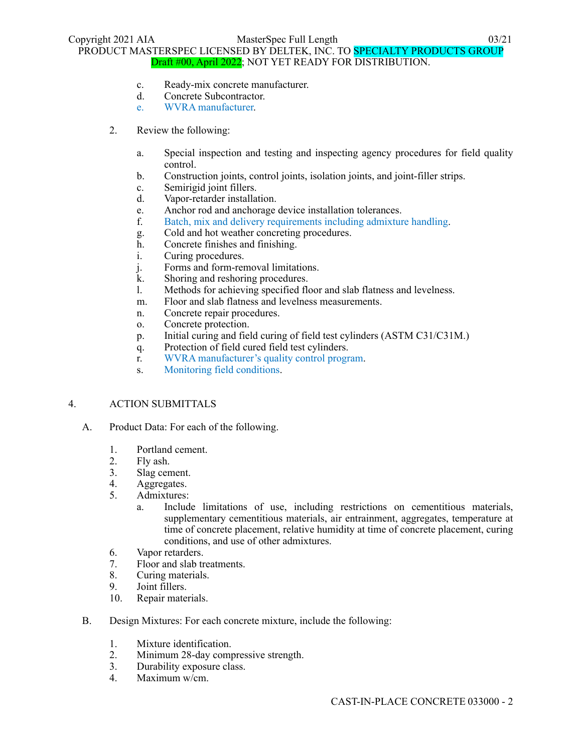c. Ready-mix concrete manufacturer.
d. Concrete Subcontractor.
e. WVRA manufacturer.

2. Review the following:

   a. Special inspection and testing and inspecting agency procedures for field quality control.
   b. Construction joints, control joints, isolation joints, and joint-filler strips.
   c. Semirigid joint fillers.
   d. Vapor-retarder installation.
   e. Anchor rod and anchorage device installation tolerances.
   f. Batch, mix and delivery requirements including admixture handling.
   g. Cold and hot weather concreting procedures.
   h. Concrete finishes and finishing.
   i. Curing procedures.
   j. Forms and form-removal limitations.
   k. Shoring and reshoring procedures.
   l. Methods for achieving specified floor and slab flatness and levelness.
   m. Floor and slab flatness and levelness measurements.
   n. Concrete repair procedures.
   o. Concrete protection.
   p. Initial curing and field curing of field test cylinders (ASTM C31/C31M.)
   q. Protection of field cured field test cylinders.
   r. WVRA manufacturer's quality control program.
   s. Monitoring field conditions.

## 4. ACTION SUBMITTALS

A. Product Data: For each of the following.

   1. Portland cement.
   2. Fly ash.
   3. Slag cement.
   4. Aggregates.
   5. Admixtures:
      a. Include limitations of use, including restrictions on cementitious materials, supplementary cementitious materials, air entrainment, aggregates, temperature at time of concrete placement, relative humidity at time of concrete placement, curing conditions, and use of other admixtures.
   6. Vapor retarders.
   7. Floor and slab treatments.
   8. Curing materials.
   9. Joint fillers.
   10. Repair materials.

B. Design Mixtures: For each concrete mixture, include the following:

   1. Mixture identification.
   2. Minimum 28-day compressive strength.
   3. Durability exposure class.
   4. Maximum w/cm.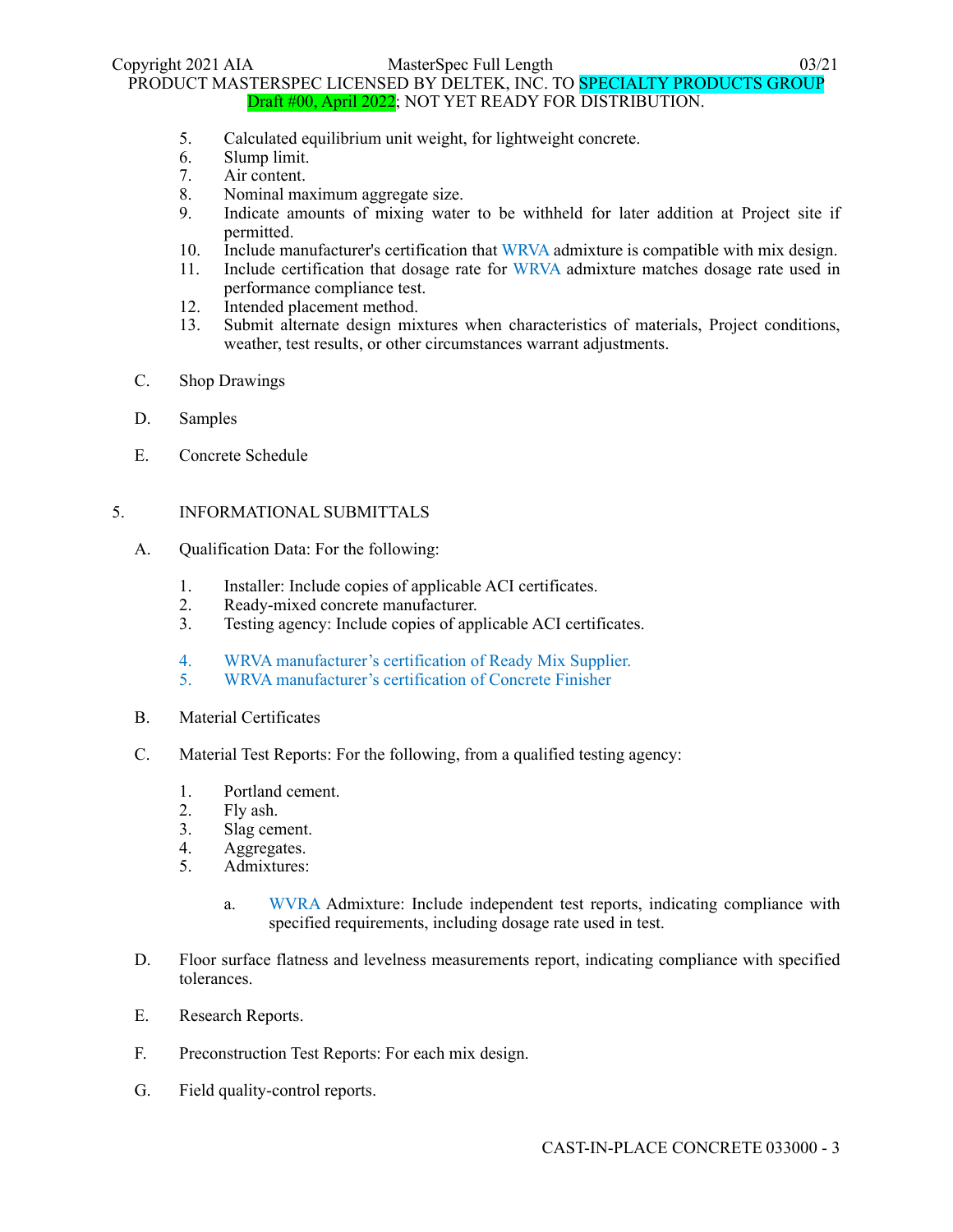5. Calculated equilibrium unit weight, for lightweight concrete.
6. Slump limit.
7. Air content.
8. Nominal maximum aggregate size.
9. Indicate amounts of mixing water to be withheld for later addition at Project site if permitted.
10. Include manufacturer's certification that WRVA admixture is compatible with mix design.
11. Include certification that dosage rate for WRVA admixture matches dosage rate used in performance compliance test.
12. Intended placement method.
13. Submit alternate design mixtures when characteristics of materials, Project conditions, weather, test results, or other circumstances warrant adjustments.

C. Shop Drawings

D. Samples

E. Concrete Schedule

## 5. INFORMATIONAL SUBMITTALS

A. Qualification Data: For the following:

1. Installer: Include copies of applicable ACI certificates.
2. Ready-mixed concrete manufacturer.
3. Testing agency: Include copies of applicable ACI certificates.
4. WRVA manufacturer's certification of Ready Mix Supplier.
5. WRVA manufacturer's certification of Concrete Finisher

B. Material Certificates

C. Material Test Reports: For the following, from a qualified testing agency:

1. Portland cement.
2. Fly ash.
3. Slag cement.
4. Aggregates.
5. Admixtures:
   a. WVRA Admixture: Include independent test reports, indicating compliance with specified requirements, including dosage rate used in test.

D. Floor surface flatness and levelness measurements report, indicating compliance with specified tolerances.

E. Research Reports.

F. Preconstruction Test Reports: For each mix design.

G. Field quality-control reports.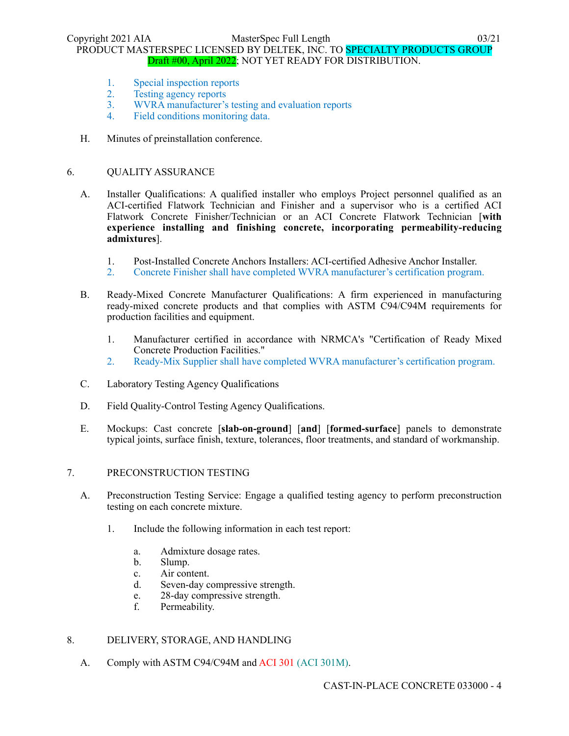1. Special inspection reports
2. Testing agency reports
3. WVRA manufacturer's testing and evaluation reports
4. Field conditions monitoring data.

H. Minutes of preinstallation conference.

## 6. QUALITY ASSURANCE

A. Installer Qualifications: A qualified installer who employs Project personnel qualified as an ACI-certified Flatwork Technician and Finisher and a supervisor who is a certified ACI Flatwork Concrete Finisher/Technician or an ACI Concrete Flatwork Technician [**with experience installing and finishing concrete, incorporating permeability-reducing admixtures**].

1. Post-Installed Concrete Anchors Installers: ACI-certified Adhesive Anchor Installer.
2. Concrete Finisher shall have completed WVRA manufacturer's certification program.

B. Ready-Mixed Concrete Manufacturer Qualifications: A firm experienced in manufacturing ready-mixed concrete products and that complies with ASTM C94/C94M requirements for production facilities and equipment.

1. Manufacturer certified in accordance with NRMCA's "Certification of Ready Mixed Concrete Production Facilities."
2. Ready-Mix Supplier shall have completed WVRA manufacturer's certification program.

C. Laboratory Testing Agency Qualifications

D. Field Quality-Control Testing Agency Qualifications.

E. Mockups: Cast concrete [**slab-on-ground**] [**and**] [**formed-surface**] panels to demonstrate typical joints, surface finish, texture, tolerances, floor treatments, and standard of workmanship.

## 7. PRECONSTRUCTION TESTING

A. Preconstruction Testing Service: Engage a qualified testing agency to perform preconstruction testing on each concrete mixture.

1. Include the following information in each test report:

    a. Admixture dosage rates.
    b. Slump.
    c. Air content.
    d. Seven-day compressive strength.
    e. 28-day compressive strength.
    f. Permeability.

## 8. DELIVERY, STORAGE, AND HANDLING

A. Comply with ASTM C94/C94M and ACI 301 (ACI 301M).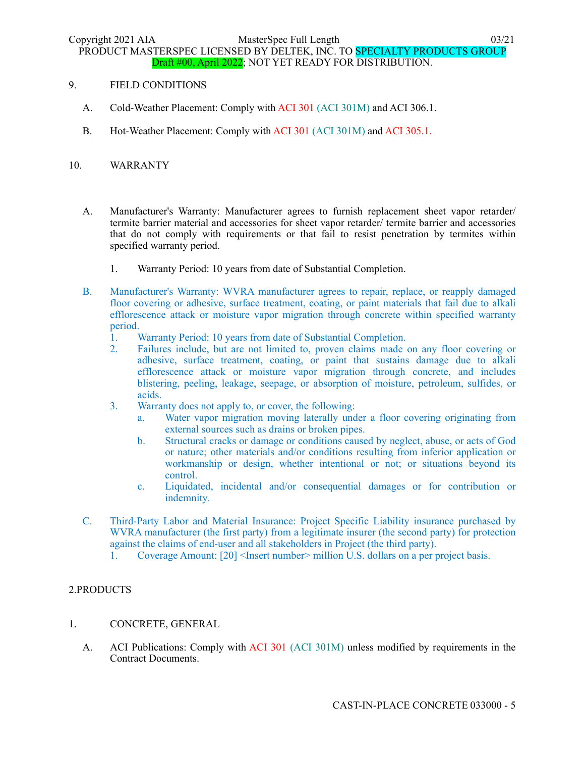9. FIELD CONDITIONS

A. Cold-Weather Placement: Comply with ACI 301 (ACI 301M) and ACI 306.1.

B. Hot-Weather Placement: Comply with ACI 301 (ACI 301M) and ACI 305.1.

10. WARRANTY

A. Manufacturer's Warranty: Manufacturer agrees to furnish replacement sheet vapor retarder/ termite barrier material and accessories for sheet vapor retarder/ termite barrier and accessories that do not comply with requirements or that fail to resist penetration by termites within specified warranty period.

1. Warranty Period: 10 years from date of Substantial Completion.

B. Manufacturer's Warranty: WVRA manufacturer agrees to repair, replace, or reapply damaged floor covering or adhesive, surface treatment, coating, or paint materials that fail due to alkali efflorescence attack or moisture vapor migration through concrete within specified warranty period.

1. Warranty Period: 10 years from date of Substantial Completion.
2. Failures include, but are not limited to, proven claims made on any floor covering or adhesive, surface treatment, coating, or paint that sustains damage due to alkali efflorescence attack or moisture vapor migration through concrete, and includes blistering, peeling, leakage, seepage, or absorption of moisture, petroleum, sulfides, or acids.
3. Warranty does not apply to, or cover, the following:
   a. Water vapor migration moving laterally under a floor covering originating from external sources such as drains or broken pipes.
   b. Structural cracks or damage or conditions caused by neglect, abuse, or acts of God or nature; other materials and/or conditions resulting from inferior application or workmanship or design, whether intentional or not; or situations beyond its control.
   c. Liquidated, incidental and/or consequential damages or for contribution or indemnity.

C. Third-Party Labor and Material Insurance: Project Specific Liability insurance purchased by WVRA manufacturer (the first party) from a legitimate insurer (the second party) for protection against the claims of end-user and all stakeholders in Project (the third party).

1. Coverage Amount: [20] <Insert number> million U.S. dollars on a per project basis.

2.PRODUCTS

1. CONCRETE, GENERAL

A. ACI Publications: Comply with ACI 301 (ACI 301M) unless modified by requirements in the Contract Documents.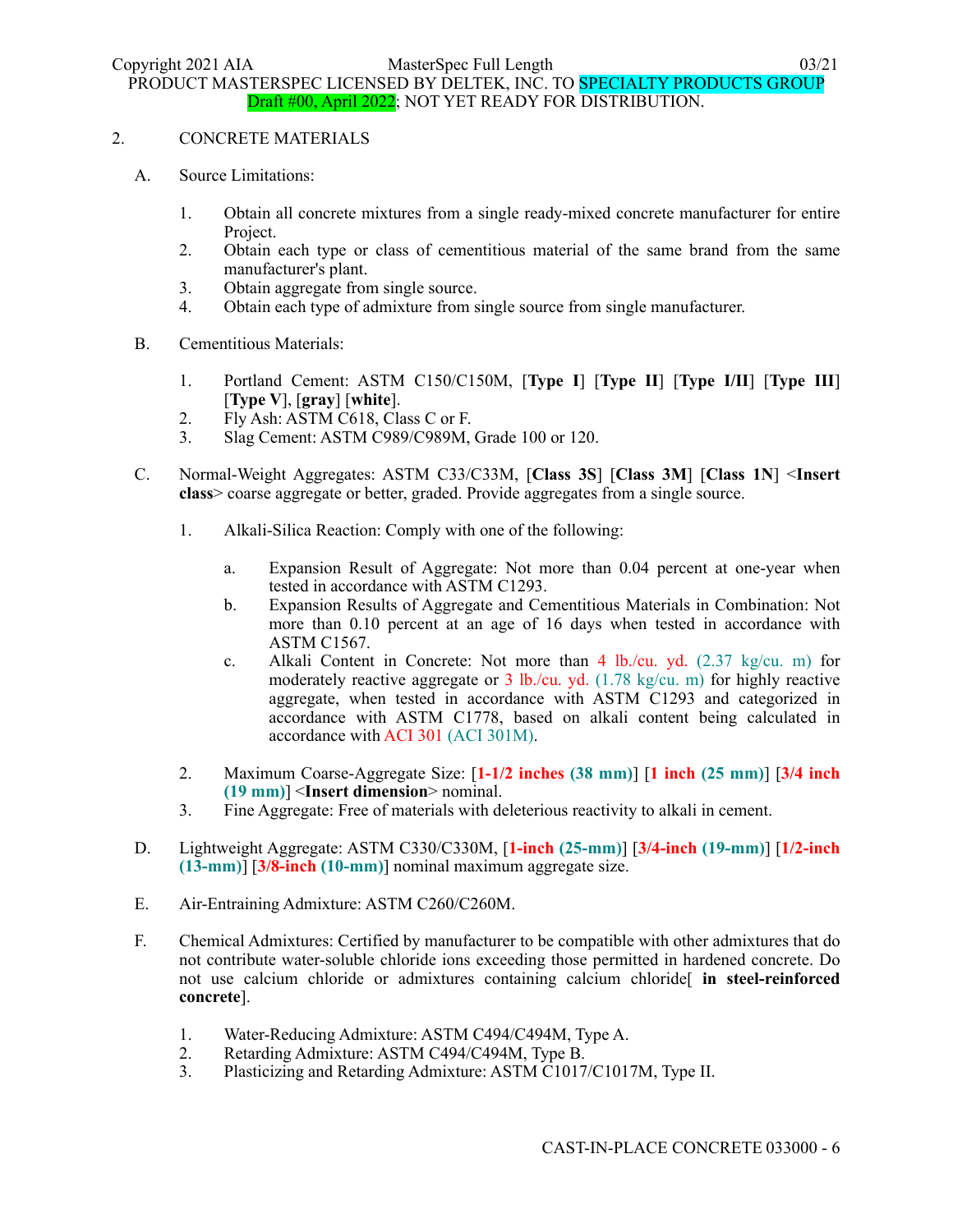2. CONCRETE MATERIALS

A. Source Limitations:

1. Obtain all concrete mixtures from a single ready-mixed concrete manufacturer for entire Project.
2. Obtain each type or class of cementitious material of the same brand from the same manufacturer's plant.
3. Obtain aggregate from single source.
4. Obtain each type of admixture from single source from single manufacturer.

B. Cementitious Materials:

1. Portland Cement: ASTM C150/C150M, [**Type I**] [**Type II**] [**Type I/II**] [**Type III**] [**Type V**], [**gray**] [**white**].
2. Fly Ash: ASTM C618, Class C or F.
3. Slag Cement: ASTM C989/C989M, Grade 100 or 120.

C. Normal-Weight Aggregates: ASTM C33/C33M, [**Class 3S**] [**Class 3M**] [**Class 1N**] <**Insert class**> coarse aggregate or better, graded. Provide aggregates from a single source.

1. Alkali-Silica Reaction: Comply with one of the following:

   a. Expansion Result of Aggregate: Not more than 0.04 percent at one-year when tested in accordance with ASTM C1293.
   b. Expansion Results of Aggregate and Cementitious Materials in Combination: Not more than 0.10 percent at an age of 16 days when tested in accordance with ASTM C1567.
   c. Alkali Content in Concrete: Not more than 4 lb./cu. yd. (2.37 kg/cu. m) for moderately reactive aggregate or 3 lb./cu. yd. (1.78 kg/cu. m) for highly reactive aggregate, when tested in accordance with ASTM C1293 and categorized in accordance with ASTM C1778, based on alkali content being calculated in accordance with ACI 301 (ACI 301M).

2. Maximum Coarse-Aggregate Size: [**1-1/2 inches (38 mm)**] [**1 inch (25 mm)**] [**3/4 inch (19 mm)**] <**Insert dimension**> nominal.
3. Fine Aggregate: Free of materials with deleterious reactivity to alkali in cement.

D. Lightweight Aggregate: ASTM C330/C330M, [**1-inch (25-mm)**] [**3/4-inch (19-mm)**] [**1/2-inch (13-mm)**] [**3/8-inch (10-mm)**] nominal maximum aggregate size.

E. Air-Entraining Admixture: ASTM C260/C260M.

F. Chemical Admixtures: Certified by manufacturer to be compatible with other admixtures that do not contribute water-soluble chloride ions exceeding those permitted in hardened concrete. Do not use calcium chloride or admixtures containing calcium chloride[ **in steel-reinforced concrete**].

1. Water-Reducing Admixture: ASTM C494/C494M, Type A.
2. Retarding Admixture: ASTM C494/C494M, Type B.
3. Plasticizing and Retarding Admixture: ASTM C1017/C1017M, Type II.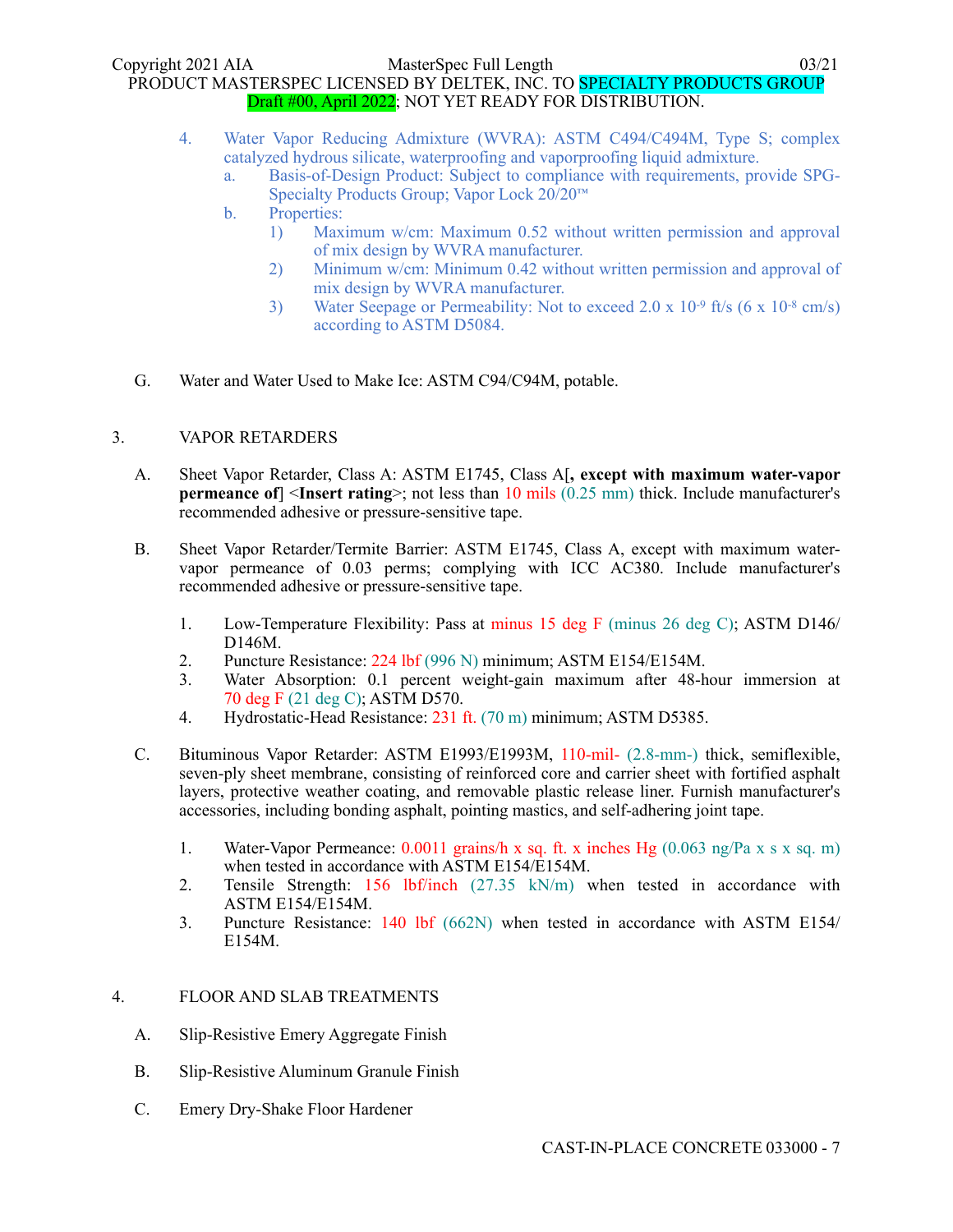4. Water Vapor Reducing Admixture (WVRA): ASTM C494/C494M, Type S; complex catalyzed hydrous silicate, waterproofing and vaporproofing liquid admixture.
   a. Basis-of-Design Product: Subject to compliance with requirements, provide SPG-Specialty Products Group; Vapor Lock 20/20™
   b. Properties:
      1) Maximum w/cm: Maximum 0.52 without written permission and approval of mix design by WVRA manufacturer.
      2) Minimum w/cm: Minimum 0.42 without written permission and approval of mix design by WVRA manufacturer.
      3) Water Seepage or Permeability: Not to exceed 2.0 x $10^{-9}$ ft/s (6 x $10^{-8}$ cm/s) according to ASTM D5084.

G. Water and Water Used to Make Ice: ASTM C94/C94M, potable.

3. VAPOR RETARDERS

A. Sheet Vapor Retarder, Class A: ASTM E1745, Class A[**, except with maximum water-vapor permeance of**] <**Insert rating**>; not less than 10 mils (0.25 mm) thick. Include manufacturer's recommended adhesive or pressure-sensitive tape.

B. Sheet Vapor Retarder/Termite Barrier: ASTM E1745, Class A, except with maximum water-vapor permeance of 0.03 perms; complying with ICC AC380. Include manufacturer's recommended adhesive or pressure-sensitive tape.

   1. Low-Temperature Flexibility: Pass at minus 15 deg F (minus 26 deg C); ASTM D146/D146M.
   2. Puncture Resistance: 224 lbf (996 N) minimum; ASTM E154/E154M.
   3. Water Absorption: 0.1 percent weight-gain maximum after 48-hour immersion at 70 deg F (21 deg C); ASTM D570.
   4. Hydrostatic-Head Resistance: 231 ft. (70 m) minimum; ASTM D5385.

C. Bituminous Vapor Retarder: ASTM E1993/E1993M, 110-mil- (2.8-mm-) thick, semiflexible, seven-ply sheet membrane, consisting of reinforced core and carrier sheet with fortified asphalt layers, protective weather coating, and removable plastic release liner. Furnish manufacturer's accessories, including bonding asphalt, pointing mastics, and self-adhering joint tape.

   1. Water-Vapor Permeance: 0.0011 grains/h x sq. ft. x inches Hg (0.063 ng/Pa x s x sq. m) when tested in accordance with ASTM E154/E154M.
   2. Tensile Strength: 156 lbf/inch (27.35 kN/m) when tested in accordance with ASTM E154/E154M.
   3. Puncture Resistance: 140 lbf (662N) when tested in accordance with ASTM E154/E154M.

4. FLOOR AND SLAB TREATMENTS

A. Slip-Resistive Emery Aggregate Finish

B. Slip-Resistive Aluminum Granule Finish

C. Emery Dry-Shake Floor Hardener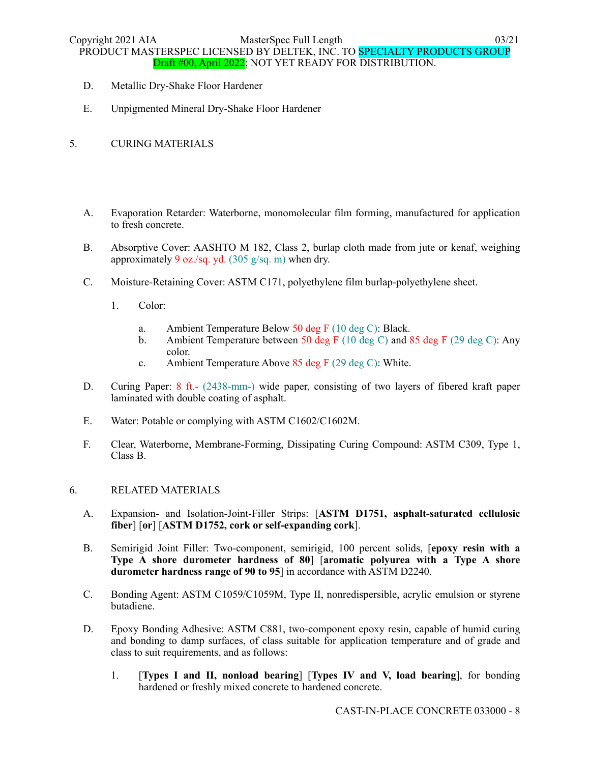D. Metallic Dry-Shake Floor Hardener

E. Unpigmented Mineral Dry-Shake Floor Hardener

## 5. CURING MATERIALS

A. Evaporation Retarder: Waterborne, monomolecular film forming, manufactured for application to fresh concrete.

B. Absorptive Cover: AASHTO M 182, Class 2, burlap cloth made from jute or kenaf, weighing approximately 9 oz./sq. yd. (305 g/sq. m) when dry.

C. Moisture-Retaining Cover: ASTM C171, polyethylene film burlap-polyethylene sheet.

1. Color:

   a. Ambient Temperature Below 50 deg F (10 deg C): Black.

   b. Ambient Temperature between 50 deg F (10 deg C) and 85 deg F (29 deg C): Any color.

   c. Ambient Temperature Above 85 deg F (29 deg C): White.

D. Curing Paper: 8 ft.- (2438-mm-) wide paper, consisting of two layers of fibered kraft paper laminated with double coating of asphalt.

E. Water: Potable or complying with ASTM C1602/C1602M.

F. Clear, Waterborne, Membrane-Forming, Dissipating Curing Compound: ASTM C309, Type 1, Class B.

## 6. RELATED MATERIALS

A. Expansion- and Isolation-Joint-Filler Strips: [**ASTM D1751, asphalt-saturated cellulosic fiber**] [**or**] [**ASTM D1752, cork or self-expanding cork**].

B. Semirigid Joint Filler: Two-component, semirigid, 100 percent solids, [**epoxy resin with a Type A shore durometer hardness of 80**] [**aromatic polyurea with a Type A shore durometer hardness range of 90 to 95**] in accordance with ASTM D2240.

C. Bonding Agent: ASTM C1059/C1059M, Type II, nonredispersible, acrylic emulsion or styrene butadiene.

D. Epoxy Bonding Adhesive: ASTM C881, two-component epoxy resin, capable of humid curing and bonding to damp surfaces, of class suitable for application temperature and of grade and class to suit requirements, and as follows:

1. [**Types I and II, nonload bearing**] [**Types IV and V, load bearing**], for bonding hardened or freshly mixed concrete to hardened concrete.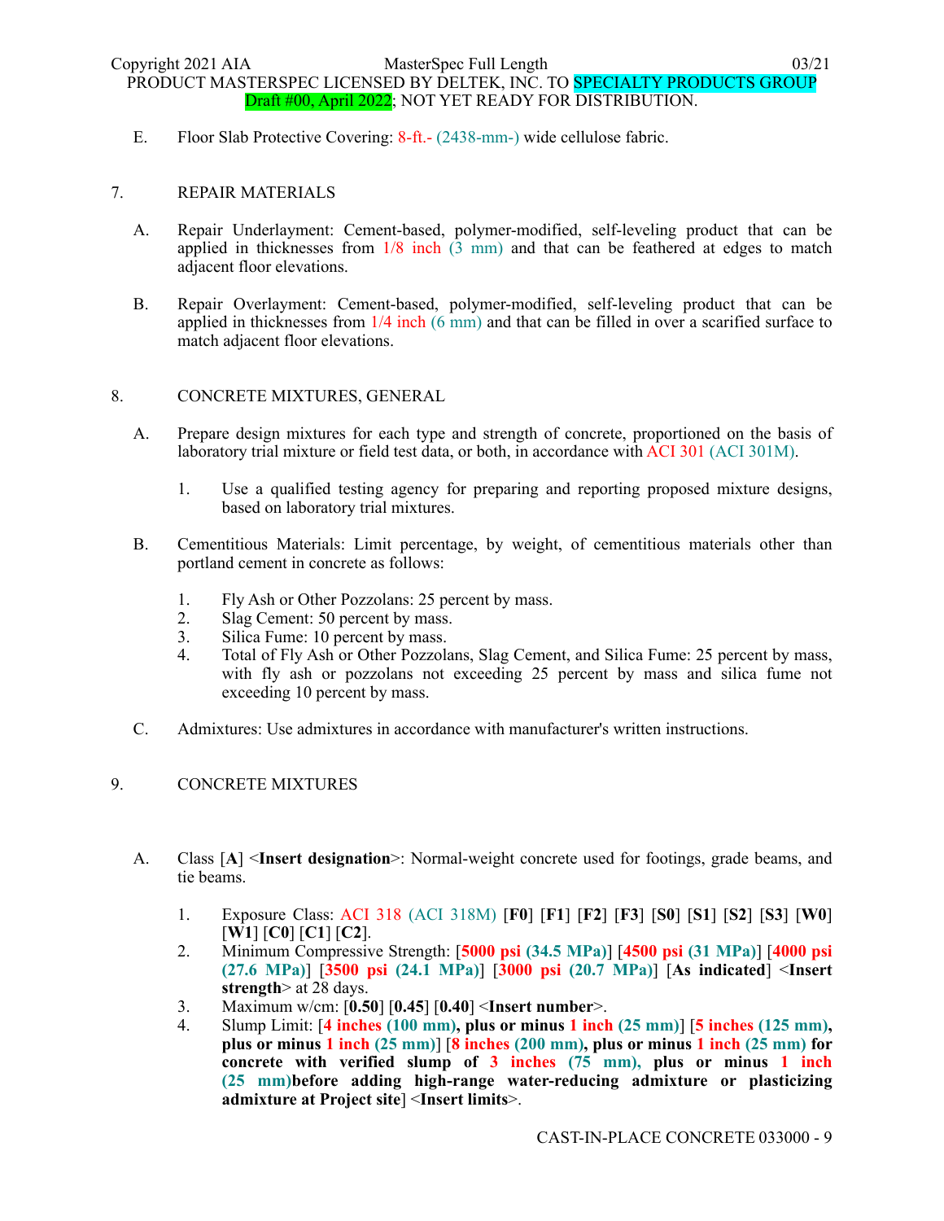E. Floor Slab Protective Covering: 8-ft.- (2438-mm-) wide cellulose fabric.

## 7. REPAIR MATERIALS

A. Repair Underlayment: Cement-based, polymer-modified, self-leveling product that can be applied in thicknesses from 1/8 inch (3 mm) and that can be feathered at edges to match adjacent floor elevations.

B. Repair Overlayment: Cement-based, polymer-modified, self-leveling product that can be applied in thicknesses from 1/4 inch (6 mm) and that can be filled in over a scarified surface to match adjacent floor elevations.

## 8. CONCRETE MIXTURES, GENERAL

A. Prepare design mixtures for each type and strength of concrete, proportioned on the basis of laboratory trial mixture or field test data, or both, in accordance with ACI 301 (ACI 301M).

1. Use a qualified testing agency for preparing and reporting proposed mixture designs, based on laboratory trial mixtures.

B. Cementitious Materials: Limit percentage, by weight, of cementitious materials other than portland cement in concrete as follows:

1. Fly Ash or Other Pozzolans: 25 percent by mass.
2. Slag Cement: 50 percent by mass.
3. Silica Fume: 10 percent by mass.
4. Total of Fly Ash or Other Pozzolans, Slag Cement, and Silica Fume: 25 percent by mass, with fly ash or pozzolans not exceeding 25 percent by mass and silica fume not exceeding 10 percent by mass.

C. Admixtures: Use admixtures in accordance with manufacturer's written instructions.

## 9. CONCRETE MIXTURES

A. Class [**A**] <**Insert designation**>: Normal-weight concrete used for footings, grade beams, and tie beams.

1. Exposure Class: ACI 318 (ACI 318M) [**F0**] [**F1**] [**F2**] [**F3**] [**S0**] [**S1**] [**S2**] [**S3**] [**W0**] [**W1**] [**C0**] [**C1**] [**C2**].
2. Minimum Compressive Strength: [**5000 psi (34.5 MPa)**] [**4500 psi (31 MPa)**] [**4000 psi (27.6 MPa)**] [**3500 psi (24.1 MPa)**] [**3000 psi (20.7 MPa)**] [**As indicated**] <**Insert strength**> at 28 days.
3. Maximum w/cm: [**0.50**] [**0.45**] [**0.40**] <**Insert number**>.
4. Slump Limit: [**4 inches (100 mm), plus or minus 1 inch (25 mm)**] [**5 inches (125 mm), plus or minus 1 inch (25 mm)**] [**8 inches (200 mm), plus or minus 1 inch (25 mm) for concrete with verified slump of 3 inches (75 mm), plus or minus 1 inch (25 mm)before adding high-range water-reducing admixture or plasticizing admixture at Project site**] <**Insert limits**>.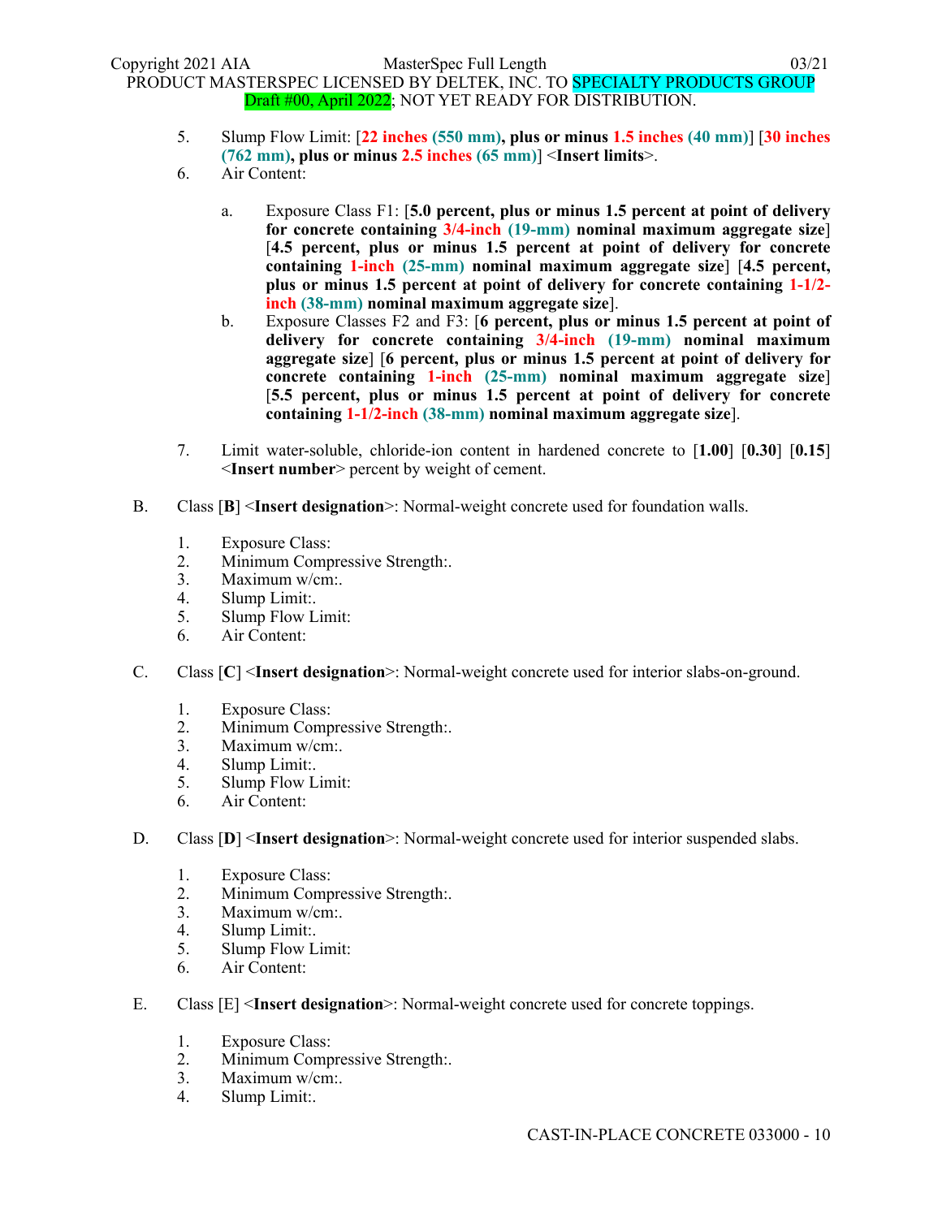5. Slump Flow Limit: [**22 inches (550 mm), plus or minus 1.5 inches (40 mm)**] [**30 inches (762 mm), plus or minus 2.5 inches (65 mm)**] <**Insert limits**>.
6. Air Content:

   a. Exposure Class F1: [**5.0 percent, plus or minus 1.5 percent at point of delivery for concrete containing 3/4-inch (19-mm) nominal maximum aggregate size**] [**4.5 percent, plus or minus 1.5 percent at point of delivery for concrete containing 1-inch (25-mm) nominal maximum aggregate size**] [**4.5 percent, plus or minus 1.5 percent at point of delivery for concrete containing 1-1/2-inch (38-mm) nominal maximum aggregate size**].
   b. Exposure Classes F2 and F3: [**6 percent, plus or minus 1.5 percent at point of delivery for concrete containing 3/4-inch (19-mm) nominal maximum aggregate size**] [**6 percent, plus or minus 1.5 percent at point of delivery for concrete containing 1-inch (25-mm) nominal maximum aggregate size**] [**5.5 percent, plus or minus 1.5 percent at point of delivery for concrete containing 1-1/2-inch (38-mm) nominal maximum aggregate size**].

7. Limit water-soluble, chloride-ion content in hardened concrete to [**1.00**] [**0.30**] [**0.15**] <**Insert number**> percent by weight of cement.

B. Class [**B**] <**Insert designation**>: Normal-weight concrete used for foundation walls.

1. Exposure Class:
2. Minimum Compressive Strength:.
3. Maximum w/cm:.
4. Slump Limit:.
5. Slump Flow Limit:
6. Air Content:

C. Class [**C**] <**Insert designation**>: Normal-weight concrete used for interior slabs-on-ground.

1. Exposure Class:
2. Minimum Compressive Strength:.
3. Maximum w/cm:.
4. Slump Limit:.
5. Slump Flow Limit:
6. Air Content:

D. Class [**D**] <**Insert designation**>: Normal-weight concrete used for interior suspended slabs.

1. Exposure Class:
2. Minimum Compressive Strength:.
3. Maximum w/cm:.
4. Slump Limit:.
5. Slump Flow Limit:
6. Air Content:

E. Class [E] <**Insert designation**>: Normal-weight concrete used for concrete toppings.

1. Exposure Class:
2. Minimum Compressive Strength:.
3. Maximum w/cm:.
4. Slump Limit:.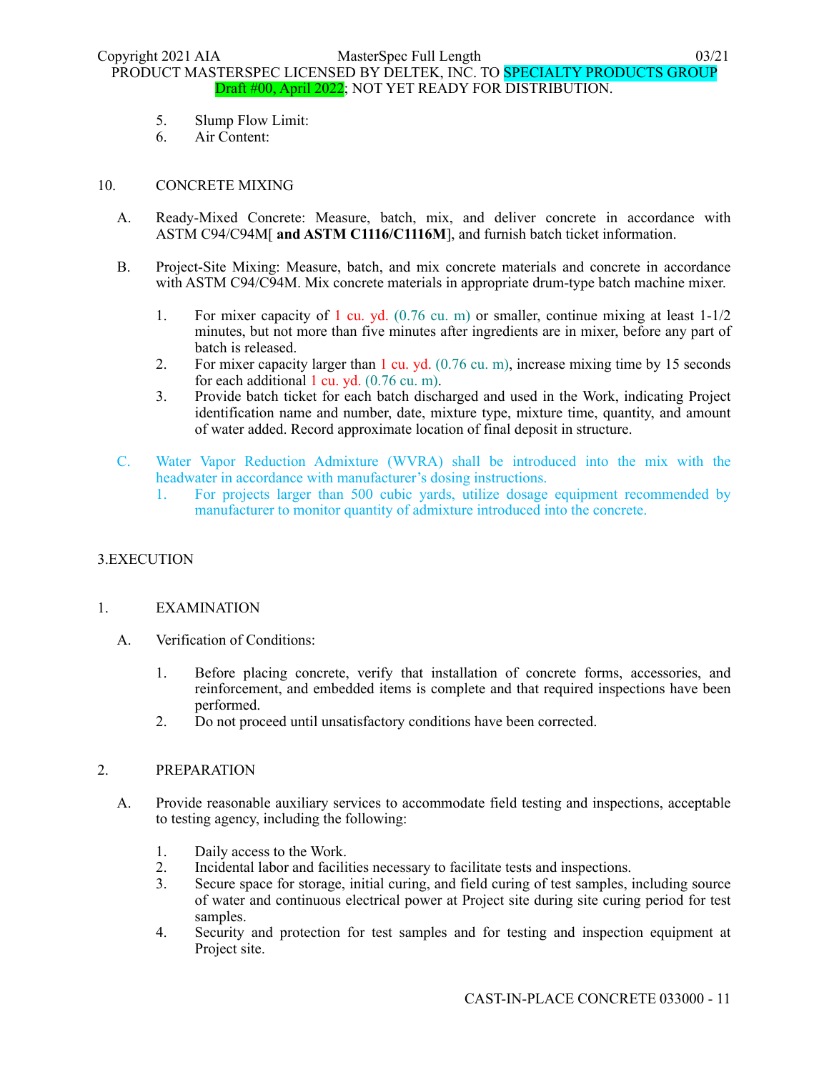5. Slump Flow Limit:
6. Air Content:

## 10. CONCRETE MIXING

A. Ready-Mixed Concrete: Measure, batch, mix, and deliver concrete in accordance with ASTM C94/C94M[ **and ASTM C1116/C1116M**], and furnish batch ticket information.

B. Project-Site Mixing: Measure, batch, and mix concrete materials and concrete in accordance with ASTM C94/C94M. Mix concrete materials in appropriate drum-type batch machine mixer.

1. For mixer capacity of 1 cu. yd. (0.76 cu. m) or smaller, continue mixing at least 1-1/2 minutes, but not more than five minutes after ingredients are in mixer, before any part of batch is released.
2. For mixer capacity larger than 1 cu. yd. (0.76 cu. m), increase mixing time by 15 seconds for each additional 1 cu. yd. (0.76 cu. m).
3. Provide batch ticket for each batch discharged and used in the Work, indicating Project identification name and number, date, mixture type, mixture time, quantity, and amount of water added. Record approximate location of final deposit in structure.

C. Water Vapor Reduction Admixture (WVRA) shall be introduced into the mix with the headwater in accordance with manufacturer's dosing instructions.

1. For projects larger than 500 cubic yards, utilize dosage equipment recommended by manufacturer to monitor quantity of admixture introduced into the concrete.

# 3.EXECUTION

## 1. EXAMINATION

A. Verification of Conditions:

1. Before placing concrete, verify that installation of concrete forms, accessories, and reinforcement, and embedded items is complete and that required inspections have been performed.
2. Do not proceed until unsatisfactory conditions have been corrected.

## 2. PREPARATION

A. Provide reasonable auxiliary services to accommodate field testing and inspections, acceptable to testing agency, including the following:

1. Daily access to the Work.
2. Incidental labor and facilities necessary to facilitate tests and inspections.
3. Secure space for storage, initial curing, and field curing of test samples, including source of water and continuous electrical power at Project site during site curing period for test samples.
4. Security and protection for test samples and for testing and inspection equipment at Project site.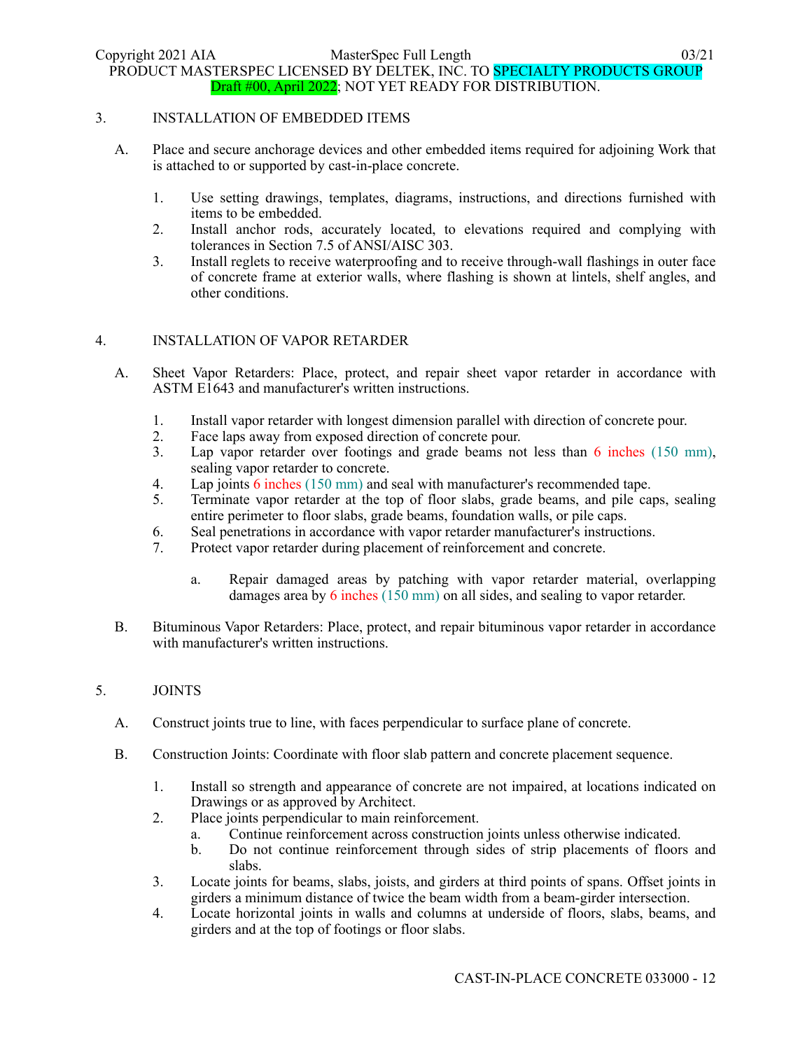## 3. INSTALLATION OF EMBEDDED ITEMS

A. Place and secure anchorage devices and other embedded items required for adjoining Work that is attached to or supported by cast-in-place concrete.

1. Use setting drawings, templates, diagrams, instructions, and directions furnished with items to be embedded.
2. Install anchor rods, accurately located, to elevations required and complying with tolerances in Section 7.5 of ANSI/AISC 303.
3. Install reglets to receive waterproofing and to receive through-wall flashings in outer face of concrete frame at exterior walls, where flashing is shown at lintels, shelf angles, and other conditions.

## 4. INSTALLATION OF VAPOR RETARDER

A. Sheet Vapor Retarders: Place, protect, and repair sheet vapor retarder in accordance with ASTM E1643 and manufacturer's written instructions.

1. Install vapor retarder with longest dimension parallel with direction of concrete pour.
2. Face laps away from exposed direction of concrete pour.
3. Lap vapor retarder over footings and grade beams not less than 6 inches (150 mm), sealing vapor retarder to concrete.
4. Lap joints 6 inches (150 mm) and seal with manufacturer's recommended tape.
5. Terminate vapor retarder at the top of floor slabs, grade beams, and pile caps, sealing entire perimeter to floor slabs, grade beams, foundation walls, or pile caps.
6. Seal penetrations in accordance with vapor retarder manufacturer's instructions.
7. Protect vapor retarder during placement of reinforcement and concrete.
   a. Repair damaged areas by patching with vapor retarder material, overlapping damages area by 6 inches (150 mm) on all sides, and sealing to vapor retarder.

B. Bituminous Vapor Retarders: Place, protect, and repair bituminous vapor retarder in accordance with manufacturer's written instructions.

## 5. JOINTS

A. Construct joints true to line, with faces perpendicular to surface plane of concrete.

B. Construction Joints: Coordinate with floor slab pattern and concrete placement sequence.

1. Install so strength and appearance of concrete are not impaired, at locations indicated on Drawings or as approved by Architect.
2. Place joints perpendicular to main reinforcement.
   a. Continue reinforcement across construction joints unless otherwise indicated.
   b. Do not continue reinforcement through sides of strip placements of floors and slabs.
3. Locate joints for beams, slabs, joists, and girders at third points of spans. Offset joints in girders a minimum distance of twice the beam width from a beam-girder intersection.
4. Locate horizontal joints in walls and columns at underside of floors, slabs, beams, and girders and at the top of footings or floor slabs.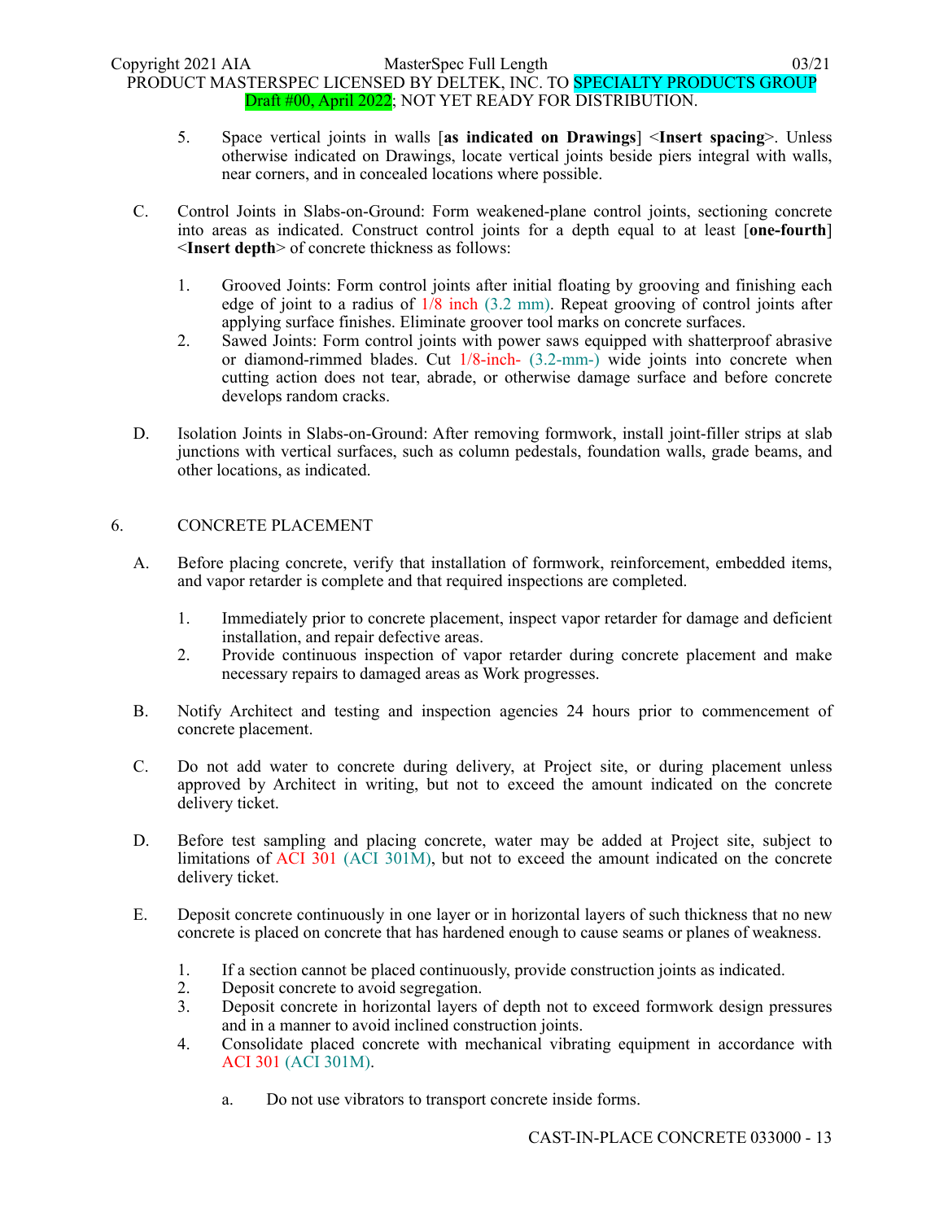5. Space vertical joints in walls [**as indicated on Drawings**] <**Insert spacing**>. Unless otherwise indicated on Drawings, locate vertical joints beside piers integral with walls, near corners, and in concealed locations where possible.

C. Control Joints in Slabs-on-Ground: Form weakened-plane control joints, sectioning concrete into areas as indicated. Construct control joints for a depth equal to at least [**one-fourth**] <**Insert depth**> of concrete thickness as follows:

1. Grooved Joints: Form control joints after initial floating by grooving and finishing each edge of joint to a radius of 1/8 inch (3.2 mm). Repeat grooving of control joints after applying surface finishes. Eliminate groover tool marks on concrete surfaces.
2. Sawed Joints: Form control joints with power saws equipped with shatterproof abrasive or diamond-rimmed blades. Cut 1/8-inch- (3.2-mm-) wide joints into concrete when cutting action does not tear, abrade, or otherwise damage surface and before concrete develops random cracks.

D. Isolation Joints in Slabs-on-Ground: After removing formwork, install joint-filler strips at slab junctions with vertical surfaces, such as column pedestals, foundation walls, grade beams, and other locations, as indicated.

## 6. CONCRETE PLACEMENT

A. Before placing concrete, verify that installation of formwork, reinforcement, embedded items, and vapor retarder is complete and that required inspections are completed.

1. Immediately prior to concrete placement, inspect vapor retarder for damage and deficient installation, and repair defective areas.
2. Provide continuous inspection of vapor retarder during concrete placement and make necessary repairs to damaged areas as Work progresses.

B. Notify Architect and testing and inspection agencies 24 hours prior to commencement of concrete placement.

C. Do not add water to concrete during delivery, at Project site, or during placement unless approved by Architect in writing, but not to exceed the amount indicated on the concrete delivery ticket.

D. Before test sampling and placing concrete, water may be added at Project site, subject to limitations of ACI 301 (ACI 301M), but not to exceed the amount indicated on the concrete delivery ticket.

E. Deposit concrete continuously in one layer or in horizontal layers of such thickness that no new concrete is placed on concrete that has hardened enough to cause seams or planes of weakness.

1. If a section cannot be placed continuously, provide construction joints as indicated.
2. Deposit concrete to avoid segregation.
3. Deposit concrete in horizontal layers of depth not to exceed formwork design pressures and in a manner to avoid inclined construction joints.
4. Consolidate placed concrete with mechanical vibrating equipment in accordance with ACI 301 (ACI 301M).

   a. Do not use vibrators to transport concrete inside forms.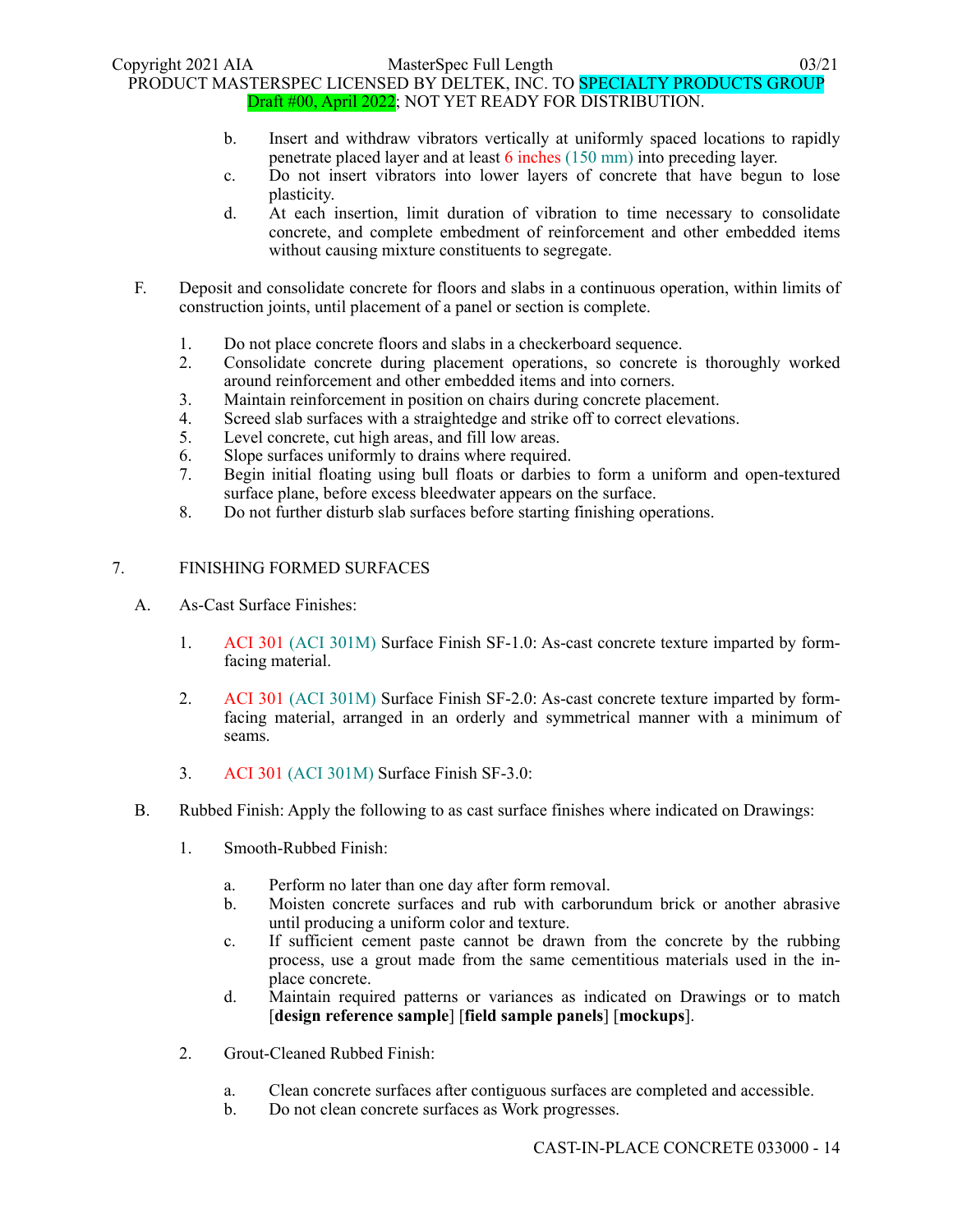b. Insert and withdraw vibrators vertically at uniformly spaced locations to rapidly penetrate placed layer and at least 6 inches (150 mm) into preceding layer.
c. Do not insert vibrators into lower layers of concrete that have begun to lose plasticity.
d. At each insertion, limit duration of vibration to time necessary to consolidate concrete, and complete embedment of reinforcement and other embedded items without causing mixture constituents to segregate.

F. Deposit and consolidate concrete for floors and slabs in a continuous operation, within limits of construction joints, until placement of a panel or section is complete.

1. Do not place concrete floors and slabs in a checkerboard sequence.
2. Consolidate concrete during placement operations, so concrete is thoroughly worked around reinforcement and other embedded items and into corners.
3. Maintain reinforcement in position on chairs during concrete placement.
4. Screed slab surfaces with a straightedge and strike off to correct elevations.
5. Level concrete, cut high areas, and fill low areas.
6. Slope surfaces uniformly to drains where required.
7. Begin initial floating using bull floats or darbies to form a uniform and open-textured surface plane, before excess bleedwater appears on the surface.
8. Do not further disturb slab surfaces before starting finishing operations.

## 7. FINISHING FORMED SURFACES

A. As-Cast Surface Finishes:

1. ACI 301 (ACI 301M) Surface Finish SF-1.0: As-cast concrete texture imparted by form-facing material.

2. ACI 301 (ACI 301M) Surface Finish SF-2.0: As-cast concrete texture imparted by form-facing material, arranged in an orderly and symmetrical manner with a minimum of seams.

3. ACI 301 (ACI 301M) Surface Finish SF-3.0:

B. Rubbed Finish: Apply the following to as cast surface finishes where indicated on Drawings:

1. Smooth-Rubbed Finish:

a. Perform no later than one day after form removal.
b. Moisten concrete surfaces and rub with carborundum brick or another abrasive until producing a uniform color and texture.
c. If sufficient cement paste cannot be drawn from the concrete by the rubbing process, use a grout made from the same cementitious materials used in the in-place concrete.
d. Maintain required patterns or variances as indicated on Drawings or to match [**design reference sample**] [**field sample panels**] [**mockups**].

2. Grout-Cleaned Rubbed Finish:

a. Clean concrete surfaces after contiguous surfaces are completed and accessible.
b. Do not clean concrete surfaces as Work progresses.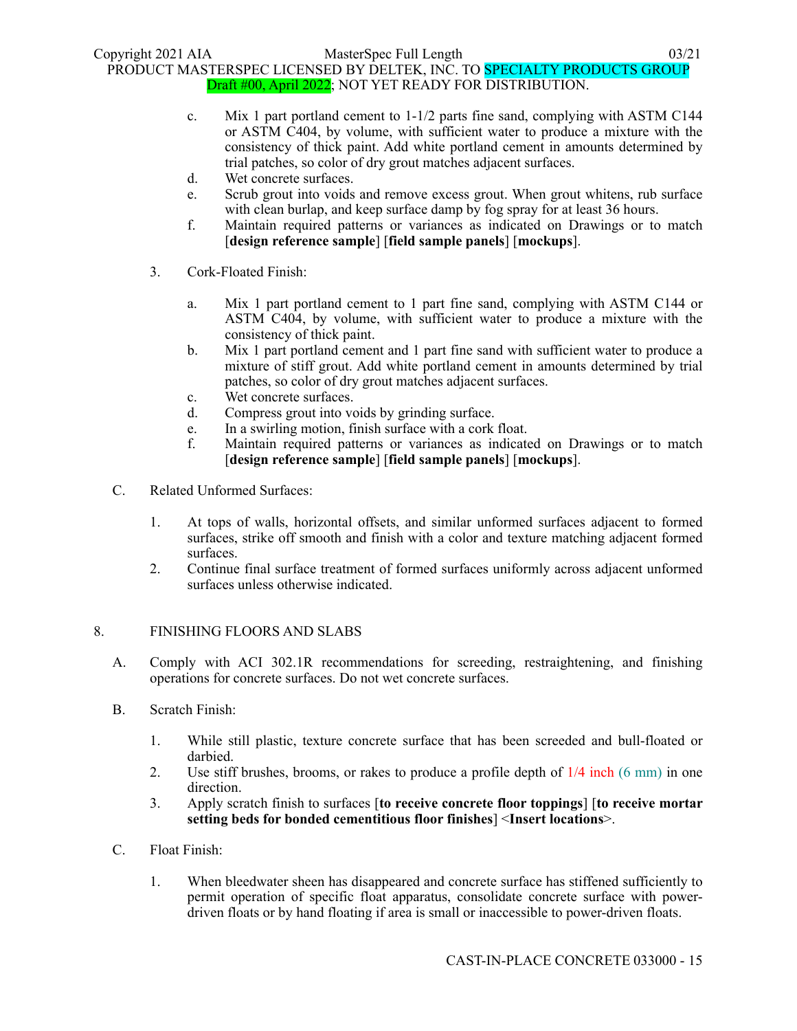c. Mix 1 part portland cement to 1-1/2 parts fine sand, complying with ASTM C144 or ASTM C404, by volume, with sufficient water to produce a mixture with the consistency of thick paint. Add white portland cement in amounts determined by trial patches, so color of dry grout matches adjacent surfaces.
d. Wet concrete surfaces.
e. Scrub grout into voids and remove excess grout. When grout whitens, rub surface with clean burlap, and keep surface damp by fog spray for at least 36 hours.
f. Maintain required patterns or variances as indicated on Drawings or to match [**design reference sample**] [**field sample panels**] [**mockups**].

3. Cork-Floated Finish:

a. Mix 1 part portland cement to 1 part fine sand, complying with ASTM C144 or ASTM C404, by volume, with sufficient water to produce a mixture with the consistency of thick paint.
b. Mix 1 part portland cement and 1 part fine sand with sufficient water to produce a mixture of stiff grout. Add white portland cement in amounts determined by trial patches, so color of dry grout matches adjacent surfaces.
c. Wet concrete surfaces.
d. Compress grout into voids by grinding surface.
e. In a swirling motion, finish surface with a cork float.
f. Maintain required patterns or variances as indicated on Drawings or to match [**design reference sample**] [**field sample panels**] [**mockups**].

C. Related Unformed Surfaces:

1. At tops of walls, horizontal offsets, and similar unformed surfaces adjacent to formed surfaces, strike off smooth and finish with a color and texture matching adjacent formed surfaces.
2. Continue final surface treatment of formed surfaces uniformly across adjacent unformed surfaces unless otherwise indicated.

## 8. FINISHING FLOORS AND SLABS

A. Comply with ACI 302.1R recommendations for screeding, restraightening, and finishing operations for concrete surfaces. Do not wet concrete surfaces.

B. Scratch Finish:

1. While still plastic, texture concrete surface that has been screeded and bull-floated or darbied.
2. Use stiff brushes, brooms, or rakes to produce a profile depth of 1/4 inch (6 mm) in one direction.
3. Apply scratch finish to surfaces [**to receive concrete floor toppings**] [**to receive mortar setting beds for bonded cementitious floor finishes**] <**Insert locations**>.

C. Float Finish:

1. When bleedwater sheen has disappeared and concrete surface has stiffened sufficiently to permit operation of specific float apparatus, consolidate concrete surface with power-driven floats or by hand floating if area is small or inaccessible to power-driven floats.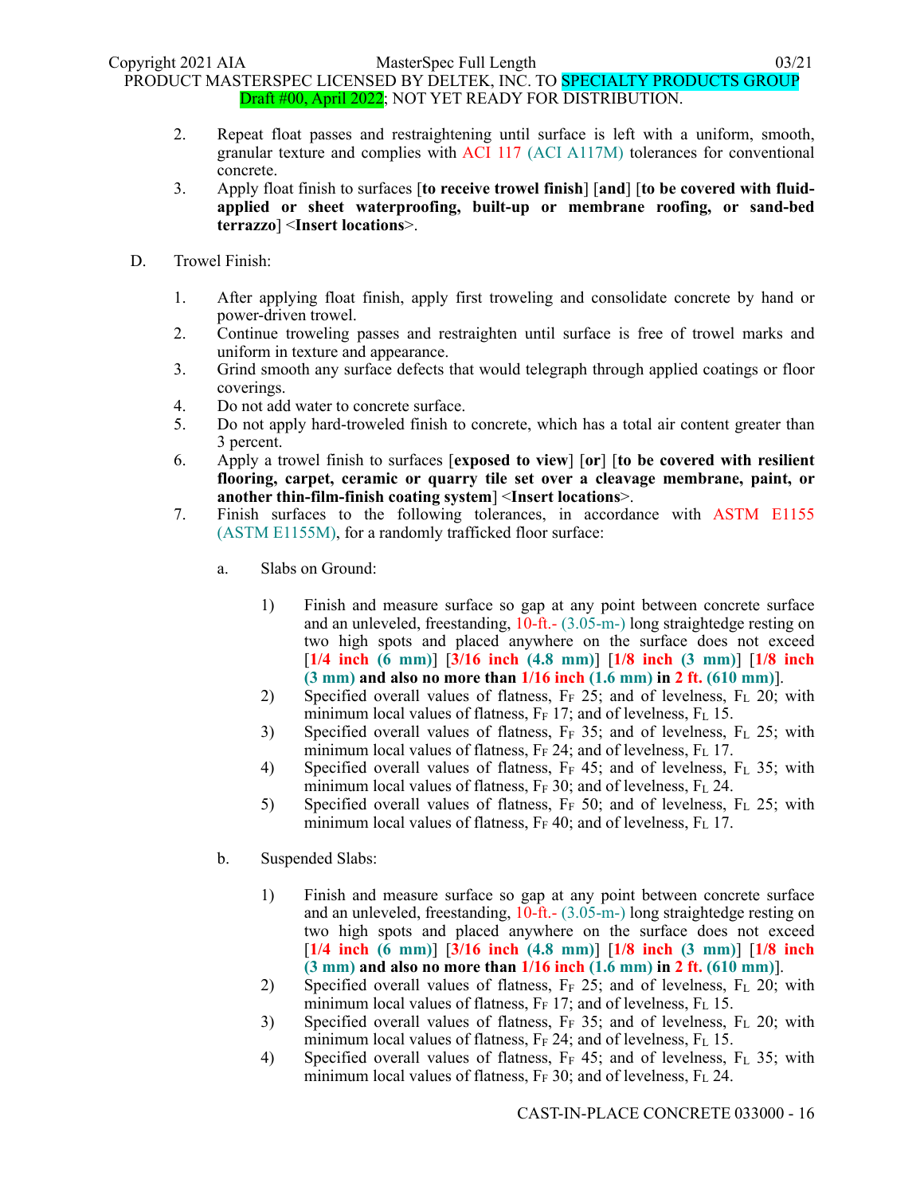2. Repeat float passes and restraightening until surface is left with a uniform, smooth, granular texture and complies with ACI 117 (ACI A117M) tolerances for conventional concrete.
3. Apply float finish to surfaces [**to receive trowel finish**] [**and**] [**to be covered with fluid-applied or sheet waterproofing, built-up or membrane roofing, or sand-bed terrazzo**] <**Insert locations**>.

D. Trowel Finish:

1. After applying float finish, apply first troweling and consolidate concrete by hand or power-driven trowel.
2. Continue troweling passes and restraighten until surface is free of trowel marks and uniform in texture and appearance.
3. Grind smooth any surface defects that would telegraph through applied coatings or floor coverings.
4. Do not add water to concrete surface.
5. Do not apply hard-troweled finish to concrete, which has a total air content greater than 3 percent.
6. Apply a trowel finish to surfaces [**exposed to view**] [**or**] [**to be covered with resilient flooring, carpet, ceramic or quarry tile set over a cleavage membrane, paint, or another thin-film-finish coating system**] <**Insert locations**>.
7. Finish surfaces to the following tolerances, in accordance with ASTM E1155 (ASTM E1155M), for a randomly trafficked floor surface:

    a. Slabs on Ground:

        1) Finish and measure surface so gap at any point between concrete surface and an unleveled, freestanding, 10-ft.- (3.05-m-) long straightedge resting on two high spots and placed anywhere on the surface does not exceed [**1/4 inch (6 mm)**] [**3/16 inch (4.8 mm)**] [**1/8 inch (3 mm)**] [**1/8 inch (3 mm) and also no more than 1/16 inch (1.6 mm) in 2 ft. (610 mm)**].
        2) Specified overall values of flatness, $F_F$ 25; and of levelness, $F_L$ 20; with minimum local values of flatness, $F_F$ 17; and of levelness, $F_L$ 15.
        3) Specified overall values of flatness, $F_F$ 35; and of levelness, $F_L$ 25; with minimum local values of flatness, $F_F$ 24; and of levelness, $F_L$ 17.
        4) Specified overall values of flatness, $F_F$ 45; and of levelness, $F_L$ 35; with minimum local values of flatness, $F_F$ 30; and of levelness, $F_L$ 24.
        5) Specified overall values of flatness, $F_F$ 50; and of levelness, $F_L$ 25; with minimum local values of flatness, $F_F$ 40; and of levelness, $F_L$ 17.

    b. Suspended Slabs:

        1) Finish and measure surface so gap at any point between concrete surface and an unleveled, freestanding, 10-ft.- (3.05-m-) long straightedge resting on two high spots and placed anywhere on the surface does not exceed [**1/4 inch (6 mm)**] [**3/16 inch (4.8 mm)**] [**1/8 inch (3 mm)**] [**1/8 inch (3 mm) and also no more than 1/16 inch (1.6 mm) in 2 ft. (610 mm)**].
        2) Specified overall values of flatness, $F_F$ 25; and of levelness, $F_L$ 20; with minimum local values of flatness, $F_F$ 17; and of levelness, $F_L$ 15.
        3) Specified overall values of flatness, $F_F$ 35; and of levelness, $F_L$ 20; with minimum local values of flatness, $F_F$ 24; and of levelness, $F_L$ 15.
        4) Specified overall values of flatness, $F_F$ 45; and of levelness, $F_L$ 35; with minimum local values of flatness, $F_F$ 30; and of levelness, $F_L$ 24.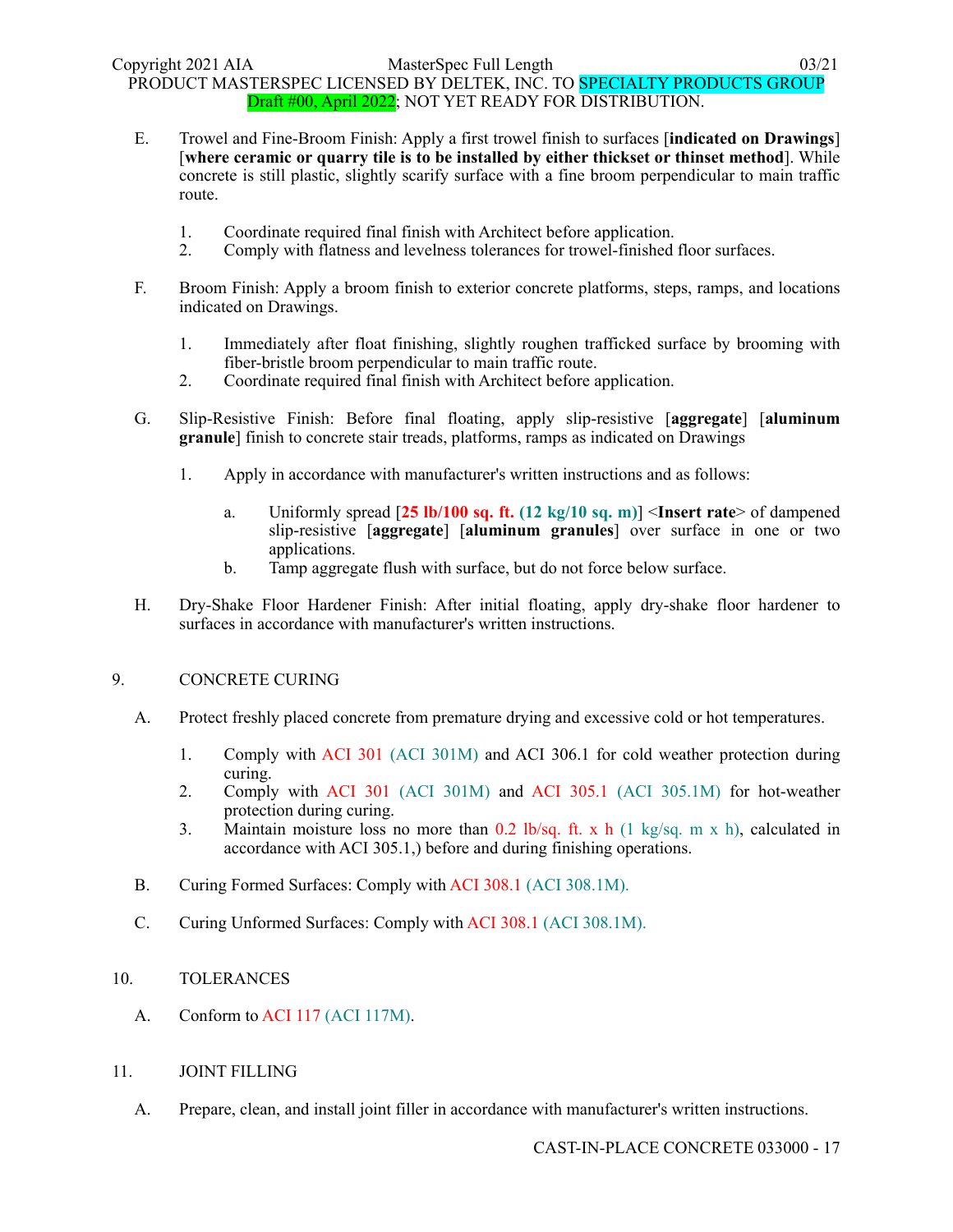E. Trowel and Fine-Broom Finish: Apply a first trowel finish to surfaces [**indicated on Drawings**] [**where ceramic or quarry tile is to be installed by either thickset or thinset method**]. While concrete is still plastic, slightly scarify surface with a fine broom perpendicular to main traffic route.

1. Coordinate required final finish with Architect before application.
2. Comply with flatness and levelness tolerances for trowel-finished floor surfaces.

F. Broom Finish: Apply a broom finish to exterior concrete platforms, steps, ramps, and locations indicated on Drawings.

1. Immediately after float finishing, slightly roughen trafficked surface by brooming with fiber-bristle broom perpendicular to main traffic route.
2. Coordinate required final finish with Architect before application.

G. Slip-Resistive Finish: Before final floating, apply slip-resistive [**aggregate**] [**aluminum granule**] finish to concrete stair treads, platforms, ramps as indicated on Drawings

1. Apply in accordance with manufacturer's written instructions and as follows:

   a. Uniformly spread [**25 lb/100 sq. ft. (12 kg/10 sq. m)**] <**Insert rate**> of dampened slip-resistive [**aggregate**] [**aluminum granules**] over surface in one or two applications.
   b. Tamp aggregate flush with surface, but do not force below surface.

H. Dry-Shake Floor Hardener Finish: After initial floating, apply dry-shake floor hardener to surfaces in accordance with manufacturer's written instructions.

## 9. CONCRETE CURING

A. Protect freshly placed concrete from premature drying and excessive cold or hot temperatures.

1. Comply with ACI 301 (ACI 301M) and ACI 306.1 for cold weather protection during curing.
2. Comply with ACI 301 (ACI 301M) and ACI 305.1 (ACI 305.1M) for hot-weather protection during curing.
3. Maintain moisture loss no more than 0.2 lb/sq. ft. x h (1 kg/sq. m x h), calculated in accordance with ACI 305.1,) before and during finishing operations.

B. Curing Formed Surfaces: Comply with ACI 308.1 (ACI 308.1M).

C. Curing Unformed Surfaces: Comply with ACI 308.1 (ACI 308.1M).

## 10. TOLERANCES

A. Conform to ACI 117 (ACI 117M).

## 11. JOINT FILLING

A. Prepare, clean, and install joint filler in accordance with manufacturer's written instructions.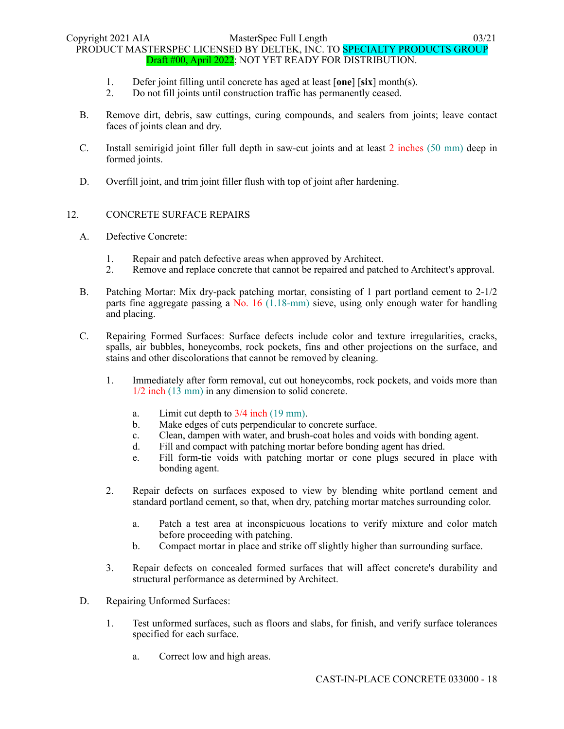1. Defer joint filling until concrete has aged at least [**one**] [**six**] month(s).
2. Do not fill joints until construction traffic has permanently ceased.

B. Remove dirt, debris, saw cuttings, curing compounds, and sealers from joints; leave contact faces of joints clean and dry.

C. Install semirigid joint filler full depth in saw-cut joints and at least 2 inches (50 mm) deep in formed joints.

D. Overfill joint, and trim joint filler flush with top of joint after hardening.

## 12. CONCRETE SURFACE REPAIRS

A. Defective Concrete:

1. Repair and patch defective areas when approved by Architect.
2. Remove and replace concrete that cannot be repaired and patched to Architect's approval.

B. Patching Mortar: Mix dry-pack patching mortar, consisting of 1 part portland cement to 2-1/2 parts fine aggregate passing a No. 16 (1.18-mm) sieve, using only enough water for handling and placing.

C. Repairing Formed Surfaces: Surface defects include color and texture irregularities, cracks, spalls, air bubbles, honeycombs, rock pockets, fins and other projections on the surface, and stains and other discolorations that cannot be removed by cleaning.

1. Immediately after form removal, cut out honeycombs, rock pockets, and voids more than 1/2 inch (13 mm) in any dimension to solid concrete.
   a. Limit cut depth to 3/4 inch (19 mm).
   b. Make edges of cuts perpendicular to concrete surface.
   c. Clean, dampen with water, and brush-coat holes and voids with bonding agent.
   d. Fill and compact with patching mortar before bonding agent has dried.
   e. Fill form-tie voids with patching mortar or cone plugs secured in place with bonding agent.

2. Repair defects on surfaces exposed to view by blending white portland cement and standard portland cement, so that, when dry, patching mortar matches surrounding color.
   a. Patch a test area at inconspicuous locations to verify mixture and color match before proceeding with patching.
   b. Compact mortar in place and strike off slightly higher than surrounding surface.

3. Repair defects on concealed formed surfaces that will affect concrete's durability and structural performance as determined by Architect.

D. Repairing Unformed Surfaces:

1. Test unformed surfaces, such as floors and slabs, for finish, and verify surface tolerances specified for each surface.
   a. Correct low and high areas.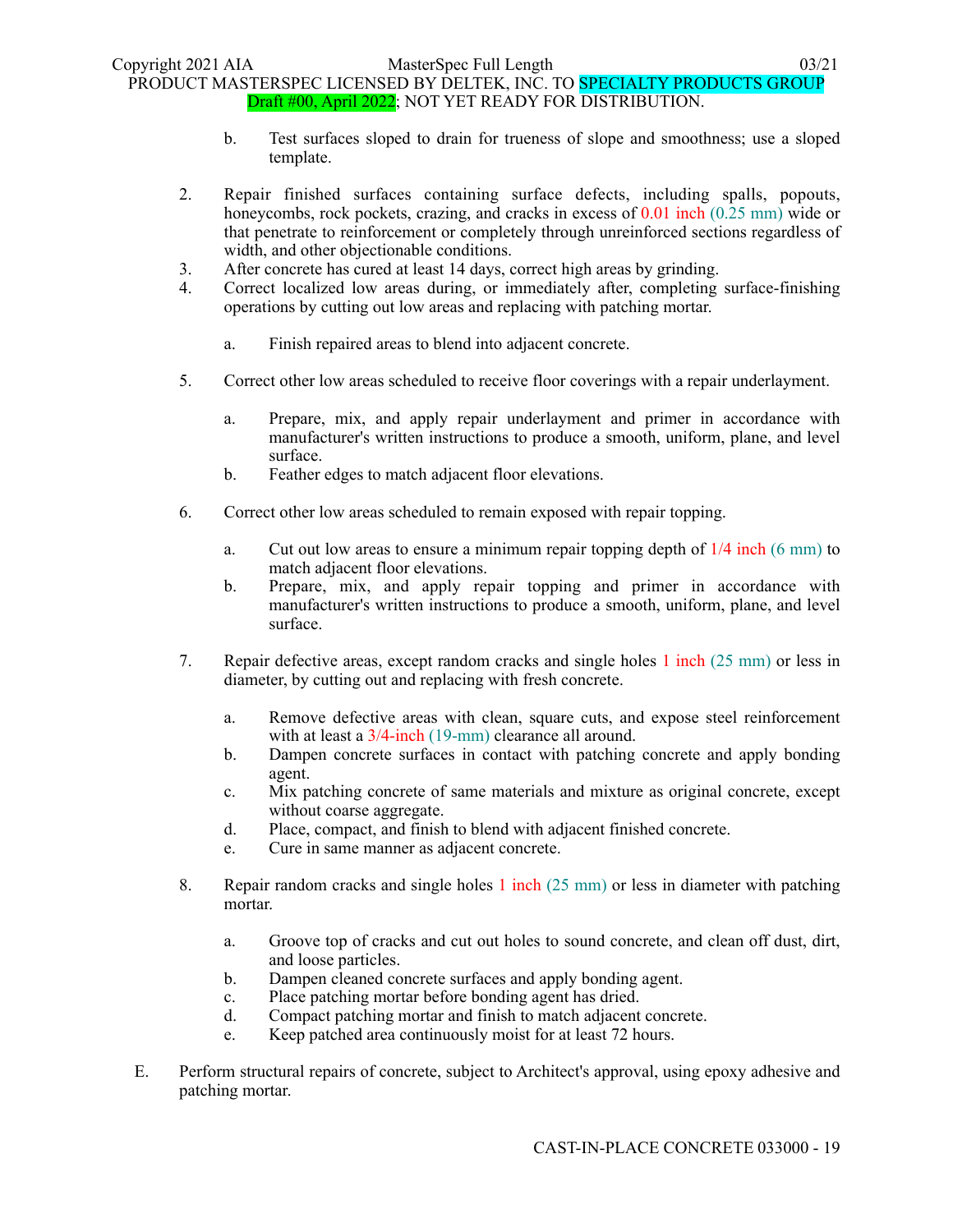b. Test surfaces sloped to drain for trueness of slope and smoothness; use a sloped template.

2. Repair finished surfaces containing surface defects, including spalls, popouts, honeycombs, rock pockets, crazing, and cracks in excess of 0.01 inch (0.25 mm) wide or that penetrate to reinforcement or completely through unreinforced sections regardless of width, and other objectionable conditions.
3. After concrete has cured at least 14 days, correct high areas by grinding.
4. Correct localized low areas during, or immediately after, completing surface-finishing operations by cutting out low areas and replacing with patching mortar.

   a. Finish repaired areas to blend into adjacent concrete.

5. Correct other low areas scheduled to receive floor coverings with a repair underlayment.

   a. Prepare, mix, and apply repair underlayment and primer in accordance with manufacturer's written instructions to produce a smooth, uniform, plane, and level surface.
   b. Feather edges to match adjacent floor elevations.

6. Correct other low areas scheduled to remain exposed with repair topping.

   a. Cut out low areas to ensure a minimum repair topping depth of 1/4 inch (6 mm) to match adjacent floor elevations.
   b. Prepare, mix, and apply repair topping and primer in accordance with manufacturer's written instructions to produce a smooth, uniform, plane, and level surface.

7. Repair defective areas, except random cracks and single holes 1 inch (25 mm) or less in diameter, by cutting out and replacing with fresh concrete.

   a. Remove defective areas with clean, square cuts, and expose steel reinforcement with at least a 3/4-inch (19-mm) clearance all around.
   b. Dampen concrete surfaces in contact with patching concrete and apply bonding agent.
   c. Mix patching concrete of same materials and mixture as original concrete, except without coarse aggregate.
   d. Place, compact, and finish to blend with adjacent finished concrete.
   e. Cure in same manner as adjacent concrete.

8. Repair random cracks and single holes 1 inch (25 mm) or less in diameter with patching mortar.

   a. Groove top of cracks and cut out holes to sound concrete, and clean off dust, dirt, and loose particles.
   b. Dampen cleaned concrete surfaces and apply bonding agent.
   c. Place patching mortar before bonding agent has dried.
   d. Compact patching mortar and finish to match adjacent concrete.
   e. Keep patched area continuously moist for at least 72 hours.

E. Perform structural repairs of concrete, subject to Architect's approval, using epoxy adhesive and patching mortar.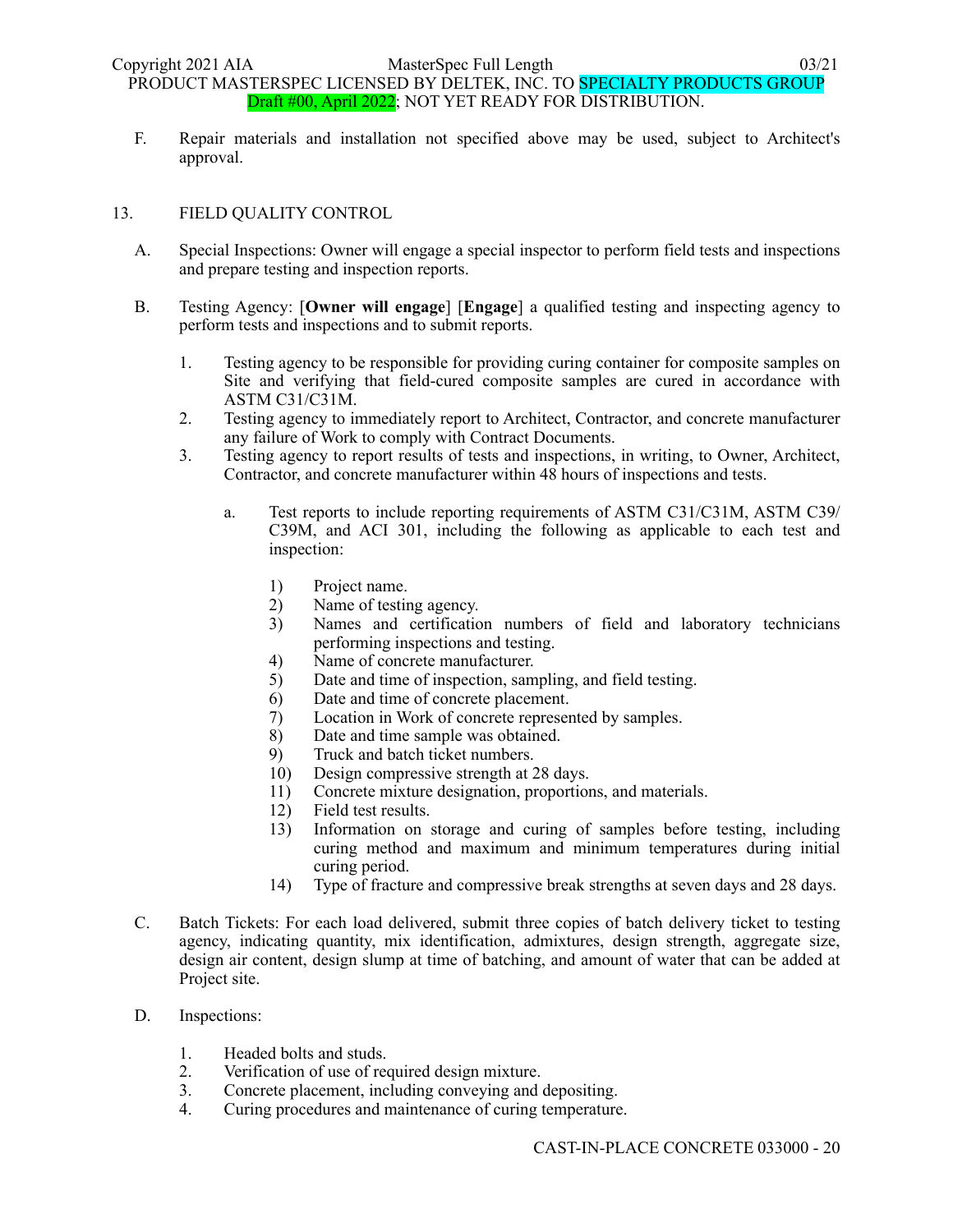F. Repair materials and installation not specified above may be used, subject to Architect's approval.

## 13. FIELD QUALITY CONTROL

A. Special Inspections: Owner will engage a special inspector to perform field tests and inspections and prepare testing and inspection reports.

B. Testing Agency: [**Owner will engage**] [**Engage**] a qualified testing and inspecting agency to perform tests and inspections and to submit reports.

1. Testing agency to be responsible for providing curing container for composite samples on Site and verifying that field-cured composite samples are cured in accordance with ASTM C31/C31M.
2. Testing agency to immediately report to Architect, Contractor, and concrete manufacturer any failure of Work to comply with Contract Documents.
3. Testing agency to report results of tests and inspections, in writing, to Owner, Architect, Contractor, and concrete manufacturer within 48 hours of inspections and tests.

   a. Test reports to include reporting requirements of ASTM C31/C31M, ASTM C39/C39M, and ACI 301, including the following as applicable to each test and inspection:

      1) Project name.
      2) Name of testing agency.
      3) Names and certification numbers of field and laboratory technicians performing inspections and testing.
      4) Name of concrete manufacturer.
      5) Date and time of inspection, sampling, and field testing.
      6) Date and time of concrete placement.
      7) Location in Work of concrete represented by samples.
      8) Date and time sample was obtained.
      9) Truck and batch ticket numbers.
      10) Design compressive strength at 28 days.
      11) Concrete mixture designation, proportions, and materials.
      12) Field test results.
      13) Information on storage and curing of samples before testing, including curing method and maximum and minimum temperatures during initial curing period.
      14) Type of fracture and compressive break strengths at seven days and 28 days.

C. Batch Tickets: For each load delivered, submit three copies of batch delivery ticket to testing agency, indicating quantity, mix identification, admixtures, design strength, aggregate size, design air content, design slump at time of batching, and amount of water that can be added at Project site.

D. Inspections:

1. Headed bolts and studs.
2. Verification of use of required design mixture.
3. Concrete placement, including conveying and depositing.
4. Curing procedures and maintenance of curing temperature.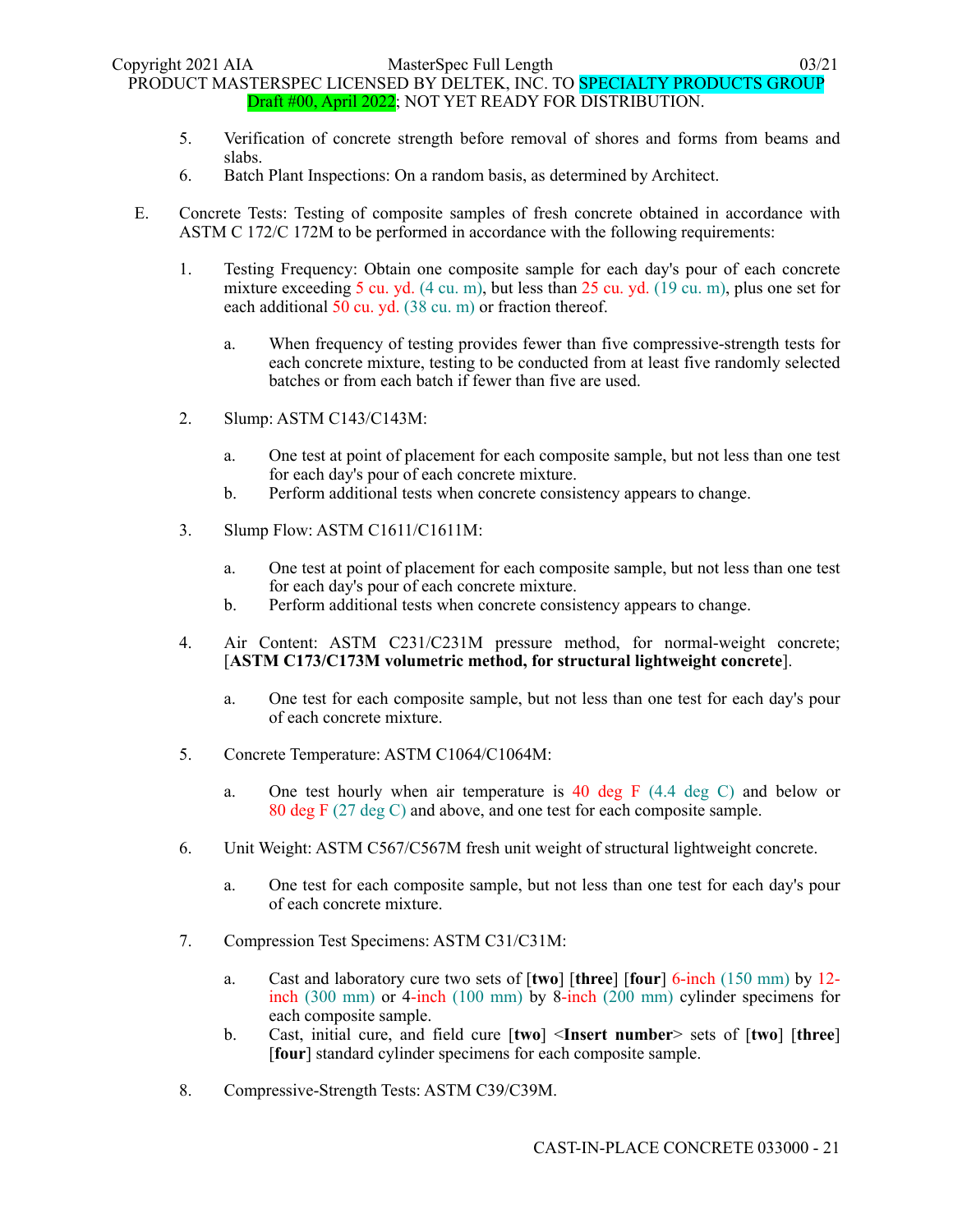5. Verification of concrete strength before removal of shores and forms from beams and slabs.
6. Batch Plant Inspections: On a random basis, as determined by Architect.

E. Concrete Tests: Testing of composite samples of fresh concrete obtained in accordance with ASTM C 172/C 172M to be performed in accordance with the following requirements:

1. Testing Frequency: Obtain one composite sample for each day's pour of each concrete mixture exceeding 5 cu. yd. (4 cu. m), but less than 25 cu. yd. (19 cu. m), plus one set for each additional 50 cu. yd. (38 cu. m) or fraction thereof.

   a. When frequency of testing provides fewer than five compressive-strength tests for each concrete mixture, testing to be conducted from at least five randomly selected batches or from each batch if fewer than five are used.

2. Slump: ASTM C143/C143M:

   a. One test at point of placement for each composite sample, but not less than one test for each day's pour of each concrete mixture.
   b. Perform additional tests when concrete consistency appears to change.

3. Slump Flow: ASTM C1611/C1611M:

   a. One test at point of placement for each composite sample, but not less than one test for each day's pour of each concrete mixture.
   b. Perform additional tests when concrete consistency appears to change.

4. Air Content: ASTM C231/C231M pressure method, for normal-weight concrete; [**ASTM C173/C173M volumetric method, for structural lightweight concrete**].

   a. One test for each composite sample, but not less than one test for each day's pour of each concrete mixture.

5. Concrete Temperature: ASTM C1064/C1064M:

   a. One test hourly when air temperature is 40 deg F (4.4 deg C) and below or 80 deg F (27 deg C) and above, and one test for each composite sample.

6. Unit Weight: ASTM C567/C567M fresh unit weight of structural lightweight concrete.

   a. One test for each composite sample, but not less than one test for each day's pour of each concrete mixture.

7. Compression Test Specimens: ASTM C31/C31M:

   a. Cast and laboratory cure two sets of [**two**] [**three**] [**four**] 6-inch (150 mm) by 12-inch (300 mm) or 4-inch (100 mm) by 8-inch (200 mm) cylinder specimens for each composite sample.
   b. Cast, initial cure, and field cure [**two**] <**Insert number**> sets of [**two**] [**three**] [**four**] standard cylinder specimens for each composite sample.

8. Compressive-Strength Tests: ASTM C39/C39M.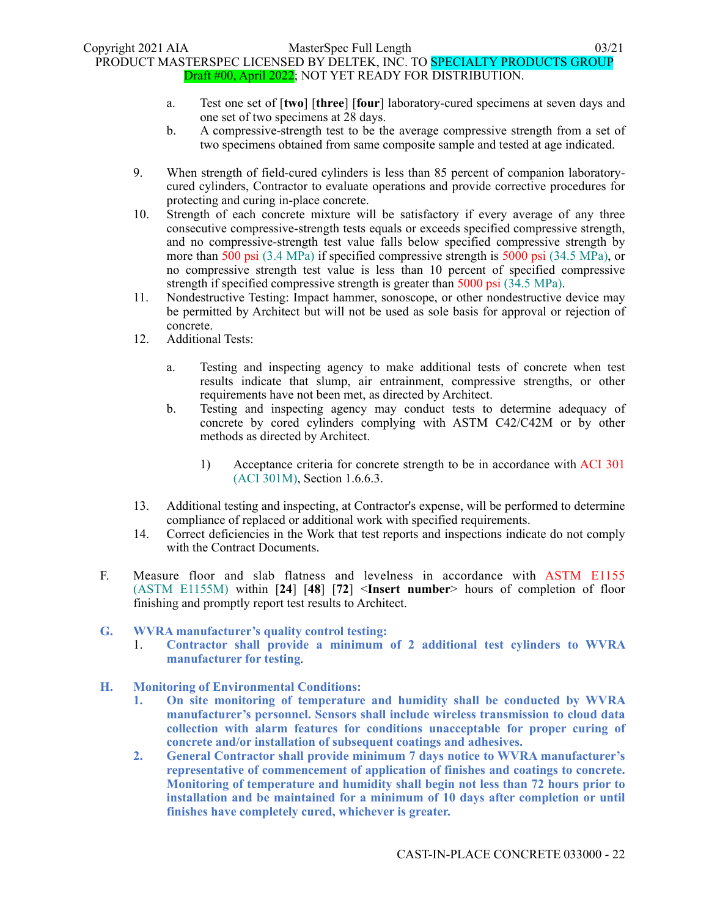a. Test one set of [**two**] [**three**] [**four**] laboratory-cured specimens at seven days and one set of two specimens at 28 days.
b. A compressive-strength test to be the average compressive strength from a set of two specimens obtained from same composite sample and tested at age indicated.

9. When strength of field-cured cylinders is less than 85 percent of companion laboratory-cured cylinders, Contractor to evaluate operations and provide corrective procedures for protecting and curing in-place concrete.
10. Strength of each concrete mixture will be satisfactory if every average of any three consecutive compressive-strength tests equals or exceeds specified compressive strength, and no compressive-strength test value falls below specified compressive strength by more than 500 psi (3.4 MPa) if specified compressive strength is 5000 psi (34.5 MPa), or no compressive strength test value is less than 10 percent of specified compressive strength if specified compressive strength is greater than 5000 psi (34.5 MPa).
11. Nondestructive Testing: Impact hammer, sonoscope, or other nondestructive device may be permitted by Architect but will not be used as sole basis for approval or rejection of concrete.
12. Additional Tests:

    a. Testing and inspecting agency to make additional tests of concrete when test results indicate that slump, air entrainment, compressive strengths, or other requirements have not been met, as directed by Architect.
    b. Testing and inspecting agency may conduct tests to determine adequacy of concrete by cored cylinders complying with ASTM C42/C42M or by other methods as directed by Architect.

        1) Acceptance criteria for concrete strength to be in accordance with ACI 301 (ACI 301M), Section 1.6.6.3.

13. Additional testing and inspecting, at Contractor's expense, will be performed to determine compliance of replaced or additional work with specified requirements.
14. Correct deficiencies in the Work that test reports and inspections indicate do not comply with the Contract Documents.

F. Measure floor and slab flatness and levelness in accordance with ASTM E1155 (ASTM E1155M) within [**24**] [**48**] [**72**] <**Insert number**> hours of completion of floor finishing and promptly report test results to Architect.

**G. WVRA manufacturer's quality control testing:**
1. **Contractor shall provide a minimum of 2 additional test cylinders to WVRA manufacturer for testing**.

**H. Monitoring of Environmental Conditions:**
1. **On site monitoring of temperature and humidity shall be conducted by WVRA manufacturer's personnel. Sensors shall include wireless transmission to cloud data collection with alarm features for conditions unacceptable for proper curing of concrete and/or installation of subsequent coatings and adhesives.**
2. **General Contractor shall provide minimum 7 days notice to WVRA manufacturer's representative of commencement of application of finishes and coatings to concrete. Monitoring of temperature and humidity shall begin not less than 72 hours prior to installation and be maintained for a minimum of 10 days after completion or until finishes have completely cured, whichever is greater.**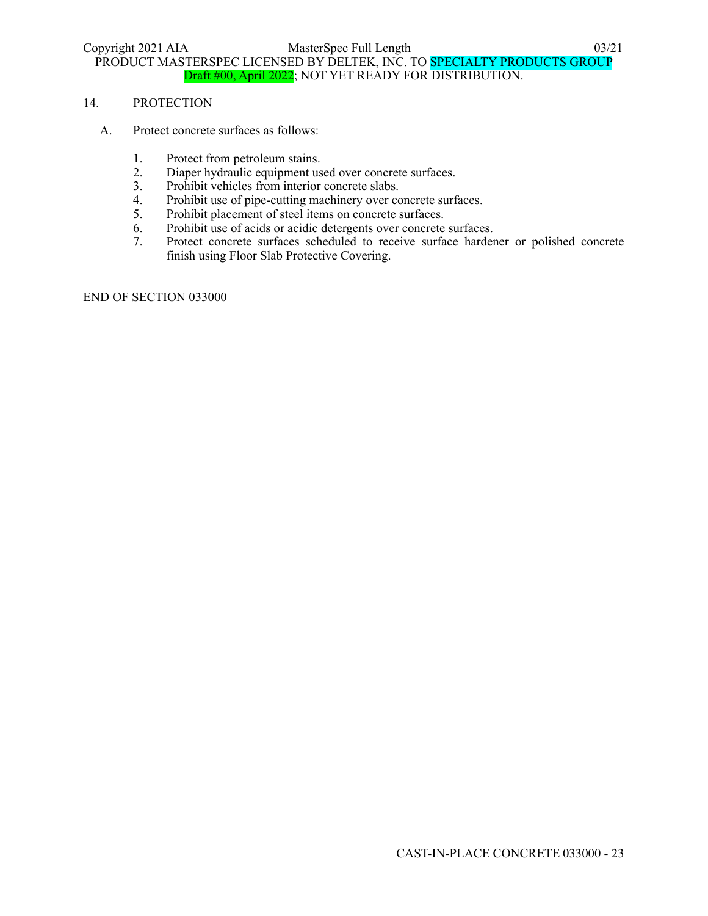14. PROTECTION

A. Protect concrete surfaces as follows:

1. Protect from petroleum stains.
2. Diaper hydraulic equipment used over concrete surfaces.
3. Prohibit vehicles from interior concrete slabs.
4. Prohibit use of pipe-cutting machinery over concrete surfaces.
5. Prohibit placement of steel items on concrete surfaces.
6. Prohibit use of acids or acidic detergents over concrete surfaces.
7. Protect concrete surfaces scheduled to receive surface hardener or polished concrete finish using Floor Slab Protective Covering.

END OF SECTION 033000